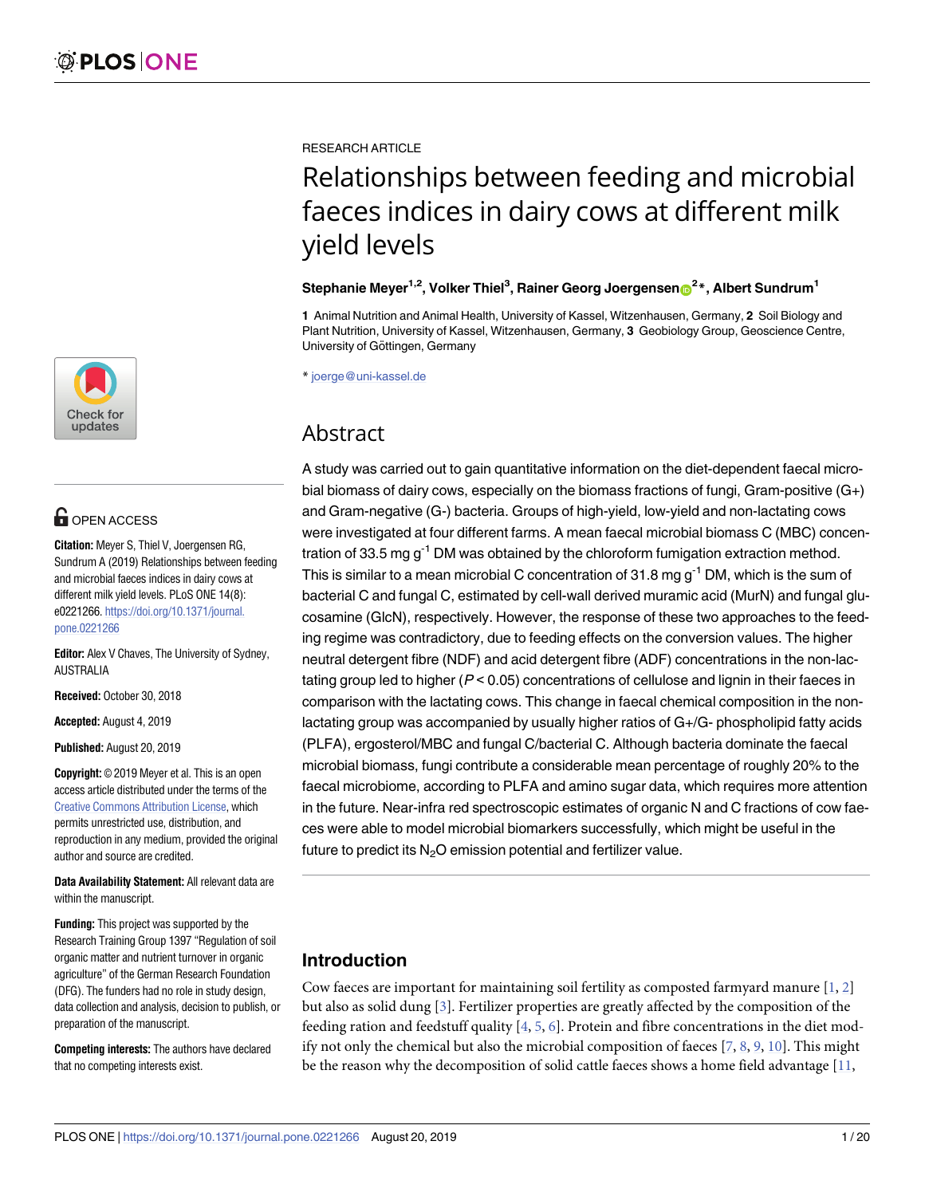RESEARCH ARTICLE

# Relationships between feeding and microbial faeces indices in dairy cows at different milk yield levels

**Stephanie Meyer[1,2], Volker Thiel[3], Rainer Georg Joergensen[2]*, Albert Sundrum[1]**

**1** Animal Nutrition and Animal Health, University of Kassel, Witzenhausen, Germany, **2** Soil Biology and Plant Nutrition, University of Kassel, Witzenhausen, Germany, **3** Geobiology Group, Geoscience Centre, University of Göttingen, Germany

* joerge@uni-kassel.de

OPEN ACCESS

**Citation:** Meyer S, Thiel V, Joergensen RG, Sundrum A (2019) Relationships between feeding and microbial faeces indices in dairy cows at different milk yield levels. PLoS ONE 14(8): e0221266. https://doi.org/10.1371/journal.pone.0221266

**Editor:** Alex V Chaves, The University of Sydney, AUSTRALIA

**Received:** October 30, 2018

**Accepted:** August 4, 2019

**Published:** August 20, 2019

**Copyright:** © 2019 Meyer et al. This is an open access article distributed under the terms of the Creative Commons Attribution License, which permits unrestricted use, distribution, and reproduction in any medium, provided the original author and source are credited.

**Data Availability Statement:** All relevant data are within the manuscript.

**Funding:** This project was supported by the Research Training Group 1397 "Regulation of soil organic matter and nutrient turnover in organic agriculture" of the German Research Foundation (DFG). The funders had no role in study design, data collection and analysis, decision to publish, or preparation of the manuscript.

**Competing interests:** The authors have declared that no competing interests exist.

## Abstract

A study was carried out to gain quantitative information on the diet-dependent faecal microbial biomass of dairy cows, especially on the biomass fractions of fungi, Gram-positive (G+) and Gram-negative (G-) bacteria. Groups of high-yield, low-yield and non-lactating cows were investigated at four different farms. A mean faecal microbial biomass C (MBC) concentration of 33.5 mg $g^{-1}$ DM was obtained by the chloroform fumigation extraction method. This is similar to a mean microbial C concentration of 31.8 mg $g^{-1}$ DM, which is the sum of bacterial C and fungal C, estimated by cell-wall derived muramic acid (MurN) and fungal glucosamine (GlcN), respectively. However, the response of these two approaches to the feeding regime was contradictory, due to feeding effects on the conversion values. The higher neutral detergent fibre (NDF) and acid detergent fibre (ADF) concentrations in the non-lactating group led to higher ($P < 0.05$) concentrations of cellulose and lignin in their faeces in comparison with the lactating cows. This change in faecal chemical composition in the non-lactating group was accompanied by usually higher ratios of G+/G- phospholipid fatty acids (PLFA), ergosterol/MBC and fungal C/bacterial C. Although bacteria dominate the faecal microbial biomass, fungi contribute a considerable mean percentage of roughly 20% to the faecal microbiome, according to PLFA and amino sugar data, which requires more attention in the future. Near-infra red spectroscopic estimates of organic N and C fractions of cow faeces were able to model microbial biomarkers successfully, which might be useful in the future to predict its $N_2O$ emission potential and fertilizer value.

## Introduction

Cow faeces are important for maintaining soil fertility as composted farmyard manure [1, 2] but also as solid dung [3]. Fertilizer properties are greatly affected by the composition of the feeding ration and feedstuff quality [4, 5, 6]. Protein and fibre concentrations in the diet modify not only the chemical but also the microbial composition of faeces [7, 8, 9, 10]. This might be the reason why the decomposition of solid cattle faeces shows a home field advantage [11,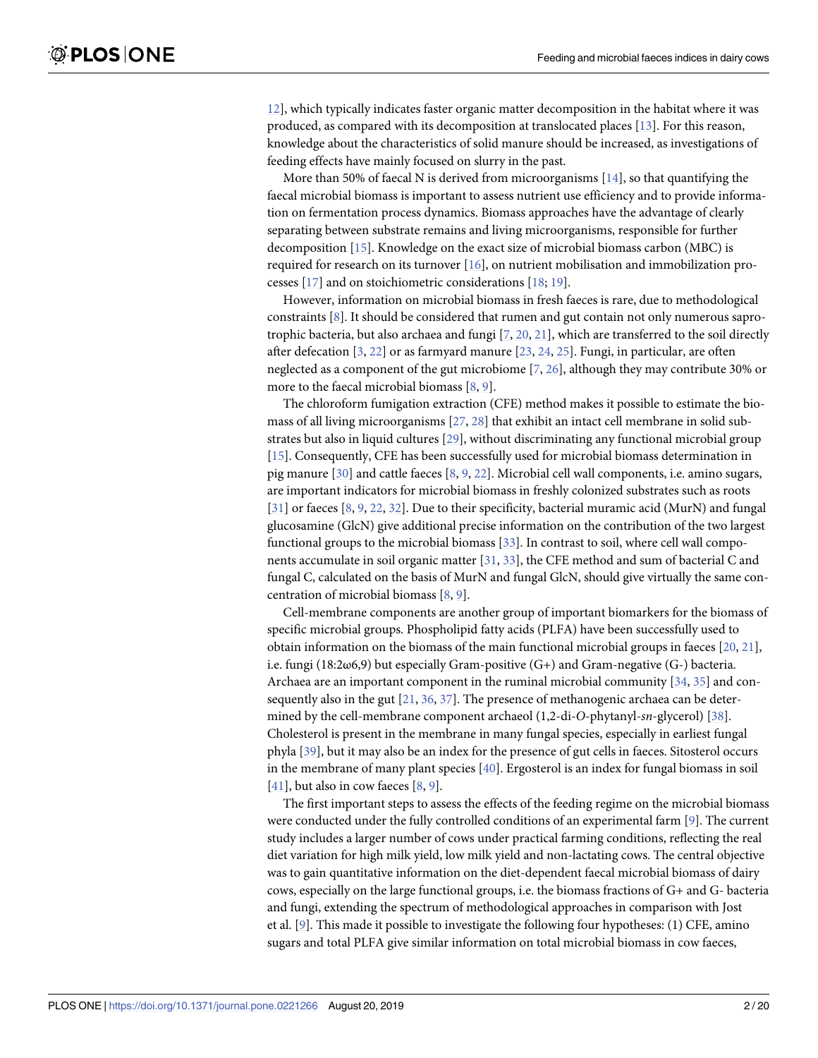12], which typically indicates faster organic matter decomposition in the habitat where it was produced, as compared with its decomposition at translocated places [13]. For this reason, knowledge about the characteristics of solid manure should be increased, as investigations of feeding effects have mainly focused on slurry in the past.

More than 50% of faecal N is derived from microorganisms [14], so that quantifying the faecal microbial biomass is important to assess nutrient use efficiency and to provide information on fermentation process dynamics. Biomass approaches have the advantage of clearly separating between substrate remains and living microorganisms, responsible for further decomposition [15]. Knowledge on the exact size of microbial biomass carbon (MBC) is required for research on its turnover [16], on nutrient mobilisation and immobilization processes [17] and on stoichiometric considerations [18; 19].

However, information on microbial biomass in fresh faeces is rare, due to methodological constraints [8]. It should be considered that rumen and gut contain not only numerous saprotrophic bacteria, but also archaea and fungi [7, 20, 21], which are transferred to the soil directly after defecation [3, 22] or as farmyard manure [23, 24, 25]. Fungi, in particular, are often neglected as a component of the gut microbiome [7, 26], although they may contribute 30% or more to the faecal microbial biomass [8, 9].

The chloroform fumigation extraction (CFE) method makes it possible to estimate the biomass of all living microorganisms [27, 28] that exhibit an intact cell membrane in solid substrates but also in liquid cultures [29], without discriminating any functional microbial group [15]. Consequently, CFE has been successfully used for microbial biomass determination in pig manure [30] and cattle faeces [8, 9, 22]. Microbial cell wall components, i.e. amino sugars, are important indicators for microbial biomass in freshly colonized substrates such as roots [31] or faeces [8, 9, 22, 32]. Due to their specificity, bacterial muramic acid (MurN) and fungal glucosamine (GlcN) give additional precise information on the contribution of the two largest functional groups to the microbial biomass [33]. In contrast to soil, where cell wall components accumulate in soil organic matter [31, 33], the CFE method and sum of bacterial C and fungal C, calculated on the basis of MurN and fungal GlcN, should give virtually the same concentration of microbial biomass [8, 9].

Cell-membrane components are another group of important biomarkers for the biomass of specific microbial groups. Phospholipid fatty acids (PLFA) have been successfully used to obtain information on the biomass of the main functional microbial groups in faeces [20, 21], i.e. fungi (18:2ω6,9) but especially Gram-positive (G+) and Gram-negative (G-) bacteria. Archaea are an important component in the ruminal microbial community [34, 35] and consequently also in the gut [21, 36, 37]. The presence of methanogenic archaea can be determined by the cell-membrane component archaeol (1,2-di-*O*-phytanyl-*sn*-glycerol) [38]. Cholesterol is present in the membrane in many fungal species, especially in earliest fungal phyla [39], but it may also be an index for the presence of gut cells in faeces. Sitosterol occurs in the membrane of many plant species [40]. Ergosterol is an index for fungal biomass in soil [41], but also in cow faeces [8, 9].

The first important steps to assess the effects of the feeding regime on the microbial biomass were conducted under the fully controlled conditions of an experimental farm [9]. The current study includes a larger number of cows under practical farming conditions, reflecting the real diet variation for high milk yield, low milk yield and non-lactating cows. The central objective was to gain quantitative information on the diet-dependent faecal microbial biomass of dairy cows, especially on the large functional groups, i.e. the biomass fractions of G+ and G- bacteria and fungi, extending the spectrum of methodological approaches in comparison with Jost et al. [9]. This made it possible to investigate the following four hypotheses: (1) CFE, amino sugars and total PLFA give similar information on total microbial biomass in cow faeces,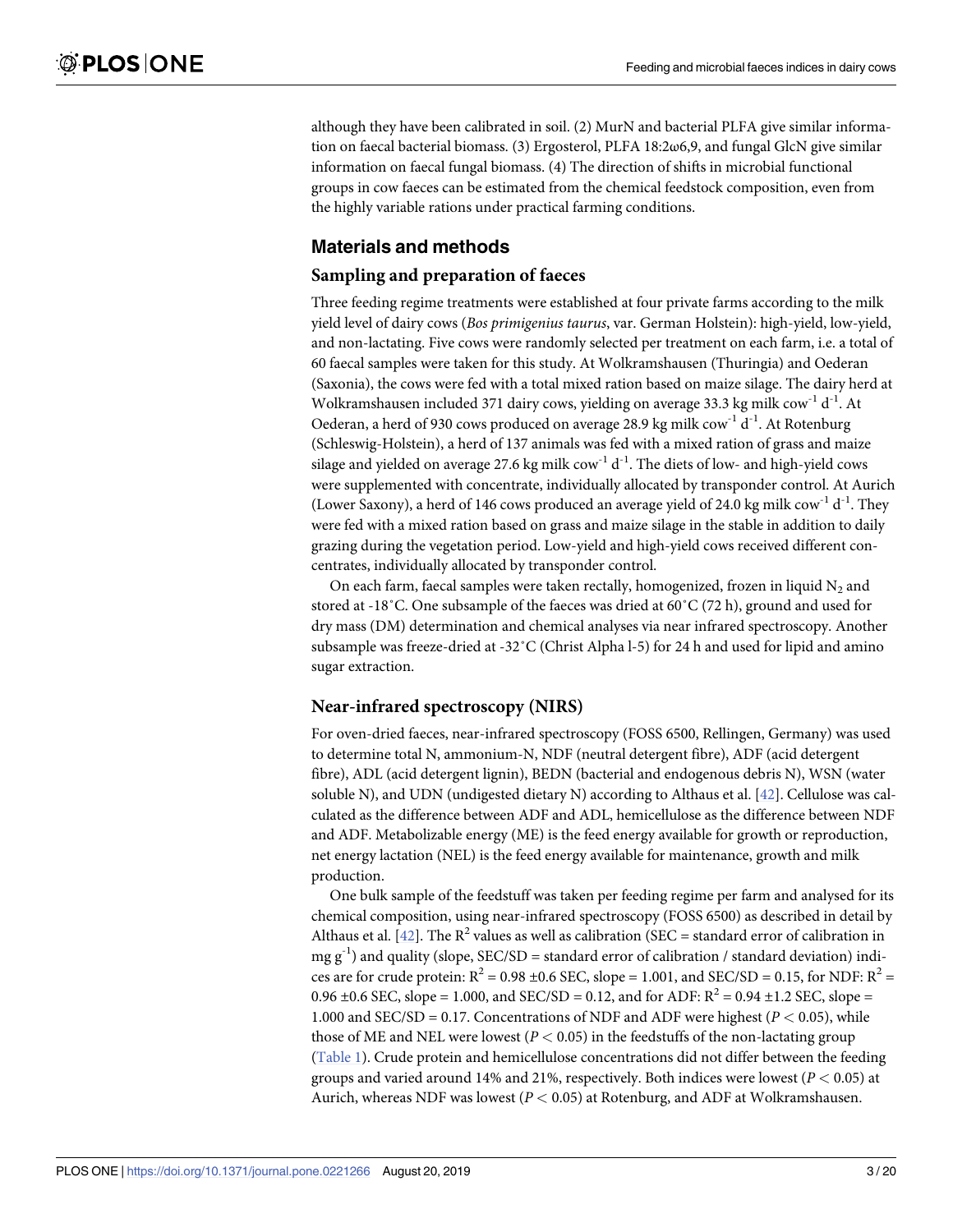although they have been calibrated in soil. (2) MurN and bacterial PLFA give similar information on faecal bacterial biomass. (3) Ergosterol, PLFA 18:2ω6,9, and fungal GlcN give similar information on faecal fungal biomass. (4) The direction of shifts in microbial functional groups in cow faeces can be estimated from the chemical feedstock composition, even from the highly variable rations under practical farming conditions.

## Materials and methods

### Sampling and preparation of faeces

Three feeding regime treatments were established at four private farms according to the milk yield level of dairy cows (*Bos primigenius taurus*, var. German Holstein): high-yield, low-yield, and non-lactating. Five cows were randomly selected per treatment on each farm, i.e. a total of 60 faecal samples were taken for this study. At Wolkramshausen (Thuringia) and Oederan (Saxonia), the cows were fed with a total mixed ration based on maize silage. The dairy herd at Wolkramshausen included 371 dairy cows, yielding on average 33.3 kg milk $cow^{-1}$ $d^{-1}$. At Oederan, a herd of 930 cows produced on average 28.9 kg milk $cow^{-1}$ $d^{-1}$. At Rotenburg (Schleswig-Holstein), a herd of 137 animals was fed with a mixed ration of grass and maize silage and yielded on average 27.6 kg milk $cow^{-1}$ $d^{-1}$. The diets of low- and high-yield cows were supplemented with concentrate, individually allocated by transponder control. At Aurich (Lower Saxony), a herd of 146 cows produced an average yield of 24.0 kg milk $cow^{-1}$ $d^{-1}$. They were fed with a mixed ration based on grass and maize silage in the stable in addition to daily grazing during the vegetation period. Low-yield and high-yield cows received different concentrates, individually allocated by transponder control.

On each farm, faecal samples were taken rectally, homogenized, frozen in liquid $N_2$ and stored at -18˚C. One subsample of the faeces was dried at 60˚C (72 h), ground and used for dry mass (DM) determination and chemical analyses via near infrared spectroscopy. Another subsample was freeze-dried at -32˚C (Christ Alpha l-5) for 24 h and used for lipid and amino sugar extraction.

### Near-infrared spectroscopy (NIRS)

For oven-dried faeces, near-infrared spectroscopy (FOSS 6500, Rellingen, Germany) was used to determine total N, ammonium-N, NDF (neutral detergent fibre), ADF (acid detergent fibre), ADL (acid detergent lignin), BEDN (bacterial and endogenous debris N), WSN (water soluble N), and UDN (undigested dietary N) according to Althaus et al. [42]. Cellulose was calculated as the difference between ADF and ADL, hemicellulose as the difference between NDF and ADF. Metabolizable energy (ME) is the feed energy available for growth or reproduction, net energy lactation (NEL) is the feed energy available for maintenance, growth and milk production.

One bulk sample of the feedstuff was taken per feeding regime per farm and analysed for its chemical composition, using near-infrared spectroscopy (FOSS 6500) as described in detail by Althaus et al. [42]. The $R^2$ values as well as calibration (SEC = standard error of calibration in mg $g^{-1}$) and quality (slope, SEC/SD = standard error of calibration / standard deviation) indices are for crude protein: $R^2$ = 0.98 ±0.6 SEC, slope = 1.001, and SEC/SD = 0.15, for NDF: $R^2$ = 0.96 ±0.6 SEC, slope = 1.000, and SEC/SD = 0.12, and for ADF: $R^2$ = 0.94 ±1.2 SEC, slope = 1.000 and SEC/SD = 0.17. Concentrations of NDF and ADF were highest ($P < 0.05$), while those of ME and NEL were lowest ($P < 0.05$) in the feedstuffs of the non-lactating group (Table 1). Crude protein and hemicellulose concentrations did not differ between the feeding groups and varied around 14% and 21%, respectively. Both indices were lowest ($P < 0.05$) at Aurich, whereas NDF was lowest ($P < 0.05$) at Rotenburg, and ADF at Wolkramshausen.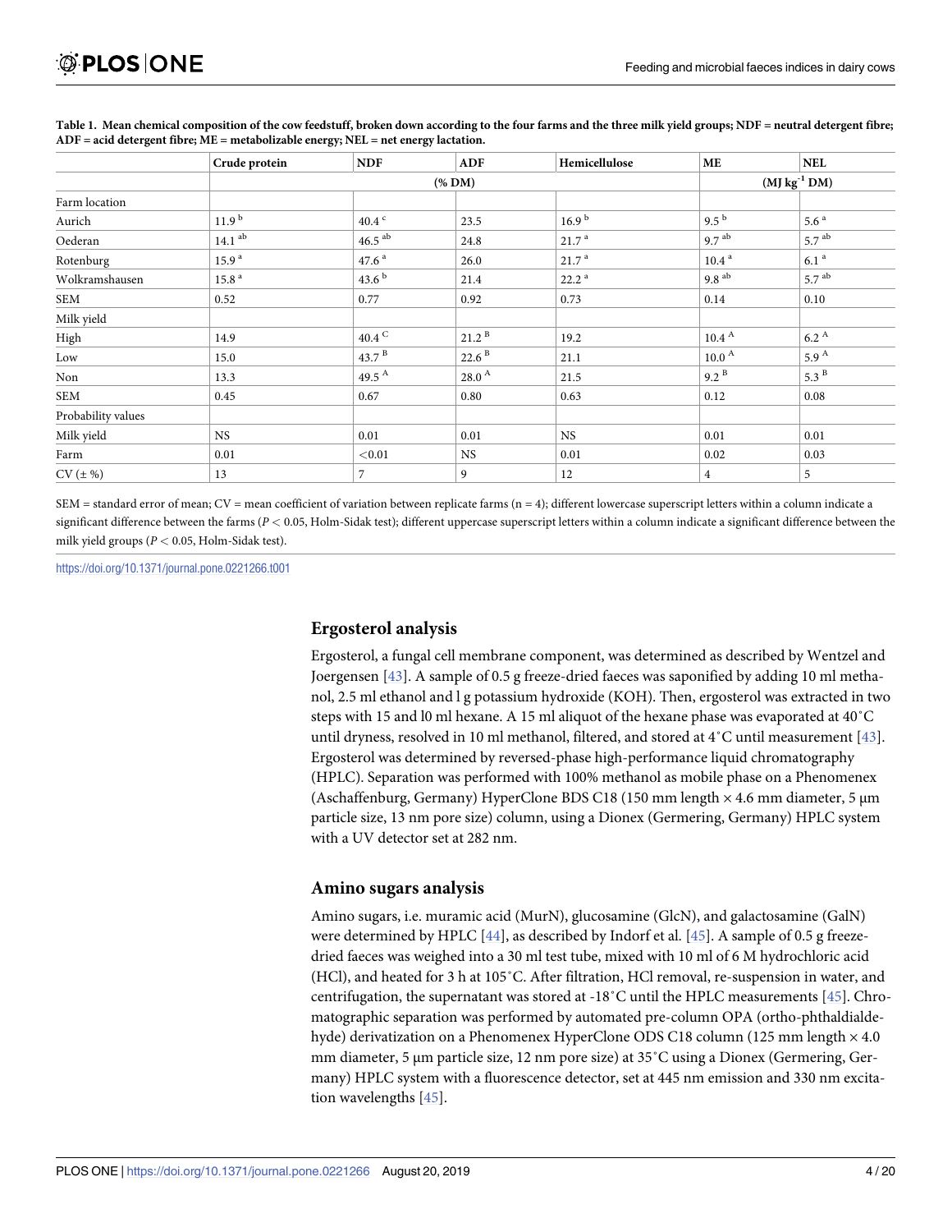**Table 1. Mean chemical composition of the cow feedstuff, broken down according to the four farms and the three milk yield groups; NDF = neutral detergent fibre; ADF = acid detergent fibre; ME = metabolizable energy; NEL = net energy lactation.**

| | Crude protein | NDF | ADF | Hemicellulose | ME | NEL |
|---|---|---|---|---|---|---|
| | (% DM) | | | | (MJ kg$^{-1}$ DM) | |
| Farm location | | | | | | |
| Aurich | 11.9 $^{b}$ | 40.4 $^{c}$ | 23.5 | 16.9 $^{b}$ | 9.5 $^{b}$ | 5.6 $^{a}$ |
| Oederan | 14.1 $^{ab}$ | 46.5 $^{ab}$ | 24.8 | 21.7 $^{a}$ | 9.7 $^{ab}$ | 5.7 $^{ab}$ |
| Rotenburg | 15.9 $^{a}$ | 47.6 $^{a}$ | 26.0 | 21.7 $^{a}$ | 10.4 $^{a}$ | 6.1 $^{a}$ |
| Wolkramshausen | 15.8 $^{a}$ | 43.6 $^{b}$ | 21.4 | 22.2 $^{a}$ | 9.8 $^{ab}$ | 5.7 $^{ab}$ |
| SEM | 0.52 | 0.77 | 0.92 | 0.73 | 0.14 | 0.10 |
| Milk yield | | | | | | |
| High | 14.9 | 40.4 $^{C}$ | 21.2 $^{B}$ | 19.2 | 10.4 $^{A}$ | 6.2 $^{A}$ |
| Low | 15.0 | 43.7 $^{B}$ | 22.6 $^{B}$ | 21.1 | 10.0 $^{A}$ | 5.9 $^{A}$ |
| Non | 13.3 | 49.5 $^{A}$ | 28.0 $^{A}$ | 21.5 | 9.2 $^{B}$ | 5.3 $^{B}$ |
| SEM | 0.45 | 0.67 | 0.80 | 0.63 | 0.12 | 0.08 |
| Probability values | | | | | | |
| Milk yield | NS | 0.01 | 0.01 | NS | 0.01 | 0.01 |
| Farm | 0.01 | <0.01 | NS | 0.01 | 0.02 | 0.03 |
| CV (± %) | 13 | 7 | 9 | 12 | 4 | 5 |

SEM = standard error of mean; CV = mean coefficient of variation between replicate farms (n = 4); different lowercase superscript letters within a column indicate a significant difference between the farms ($P < 0.05$, Holm-Sidak test); different uppercase superscript letters within a column indicate a significant difference between the milk yield groups ($P < 0.05$, Holm-Sidak test).

https://doi.org/10.1371/journal.pone.0221266.t001

### Ergosterol analysis

Ergosterol, a fungal cell membrane component, was determined as described by Wentzel and Joergensen [43]. A sample of 0.5 g freeze-dried faeces was saponified by adding 10 ml methanol, 2.5 ml ethanol and l g potassium hydroxide (KOH). Then, ergosterol was extracted in two steps with 15 and l0 ml hexane. A 15 ml aliquot of the hexane phase was evaporated at 40˚C until dryness, resolved in 10 ml methanol, filtered, and stored at 4˚C until measurement [43]. Ergosterol was determined by reversed-phase high-performance liquid chromatography (HPLC). Separation was performed with 100% methanol as mobile phase on a Phenomenex (Aschaffenburg, Germany) HyperClone BDS C18 (150 mm length × 4.6 mm diameter, 5 μm particle size, 13 nm pore size) column, using a Dionex (Germering, Germany) HPLC system with a UV detector set at 282 nm.

### Amino sugars analysis

Amino sugars, i.e. muramic acid (MurN), glucosamine (GlcN), and galactosamine (GalN) were determined by HPLC [44], as described by Indorf et al. [45]. A sample of 0.5 g freeze-dried faeces was weighed into a 30 ml test tube, mixed with 10 ml of 6 M hydrochloric acid (HCl), and heated for 3 h at 105˚C. After filtration, HCl removal, re-suspension in water, and centrifugation, the supernatant was stored at -18˚C until the HPLC measurements [45]. Chromatographic separation was performed by automated pre-column OPA (ortho-phthaldialdehyde) derivatization on a Phenomenex HyperClone ODS C18 column (125 mm length × 4.0 mm diameter, 5 μm particle size, 12 nm pore size) at 35˚C using a Dionex (Germering, Germany) HPLC system with a fluorescence detector, set at 445 nm emission and 330 nm excitation wavelengths [45].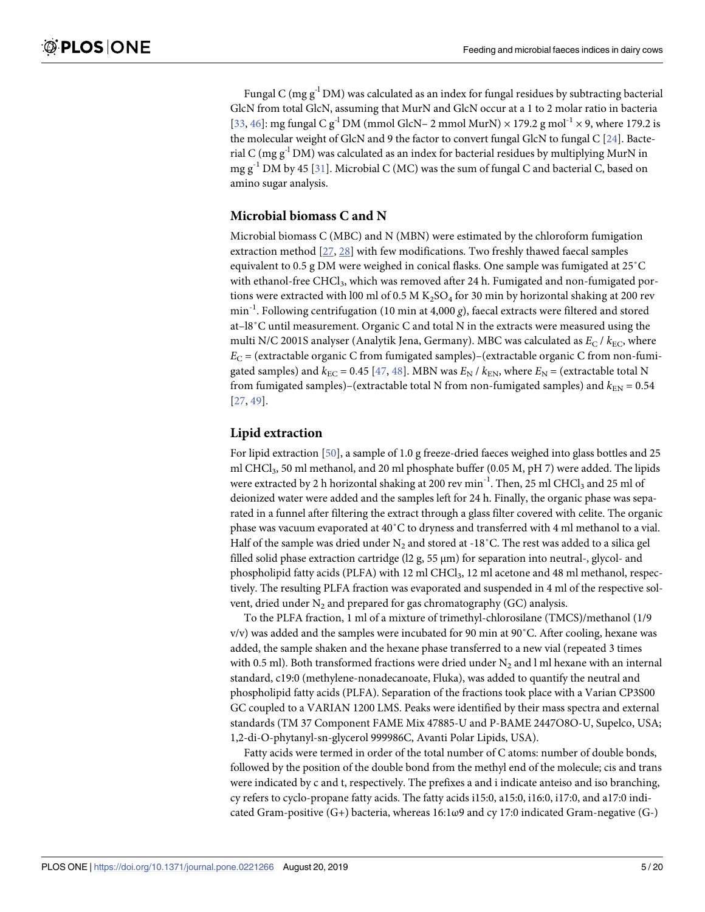Fungal C (mg $g^{-1}$ DM) was calculated as an index for fungal residues by subtracting bacterial GlcN from total GlcN, assuming that MurN and GlcN occur at a 1 to 2 molar ratio in bacteria [33, 46]: mg fungal C $g^{-1}$ DM (mmol GlcN– 2 mmol MurN) × 179.2 g $mol^{-1}$ × 9, where 179.2 is the molecular weight of GlcN and 9 the factor to convert fungal GlcN to fungal C [24]. Bacterial C (mg $g^{-1}$ DM) was calculated as an index for bacterial residues by multiplying MurN in mg $g^{-1}$ DM by 45 [31]. Microbial C (MC) was the sum of fungal C and bacterial C, based on amino sugar analysis.

## Microbial biomass C and N

Microbial biomass C (MBC) and N (MBN) were estimated by the chloroform fumigation extraction method [27, 28] with few modifications. Two freshly thawed faecal samples equivalent to 0.5 g DM were weighed in conical flasks. One sample was fumigated at 25˚C with ethanol-free $CHCl_3$, which was removed after 24 h. Fumigated and non-fumigated portions were extracted with l00 ml of 0.5 M $K_2SO_4$ for 30 min by horizontal shaking at 200 rev $min^{-1}$. Following centrifugation (10 min at 4,000 *g*), faecal extracts were filtered and stored at–l8˚C until measurement. Organic C and total N in the extracts were measured using the multi N/C 2001S analyser (Analytik Jena, Germany). MBC was calculated as $E_C$ / $k_{EC}$, where $E_C$ = (extractable organic C from fumigated samples)–(extractable organic C from non-fumigated samples) and $k_{EC}$ = 0.45 [47, 48]. MBN was $E_N$ / $k_{EN}$, where $E_N$ = (extractable total N from fumigated samples)–(extractable total N from non-fumigated samples) and $k_{EN}$ = 0.54 [27, 49].

## Lipid extraction

For lipid extraction [50], a sample of 1.0 g freeze-dried faeces weighed into glass bottles and 25 ml $CHCl_3$, 50 ml methanol, and 20 ml phosphate buffer (0.05 M, pH 7) were added. The lipids were extracted by 2 h horizontal shaking at 200 rev $min^{-1}$. Then, 25 ml $CHCl_3$ and 25 ml of deionized water were added and the samples left for 24 h. Finally, the organic phase was separated in a funnel after filtering the extract through a glass filter covered with celite. The organic phase was vacuum evaporated at 40˚C to dryness and transferred with 4 ml methanol to a vial. Half of the sample was dried under $N_2$ and stored at -18˚C. The rest was added to a silica gel filled solid phase extraction cartridge (l2 g, 55 μm) for separation into neutral-, glycol- and phospholipid fatty acids (PLFA) with 12 ml $CHCl_3$, 12 ml acetone and 48 ml methanol, respectively. The resulting PLFA fraction was evaporated and suspended in 4 ml of the respective solvent, dried under $N_2$ and prepared for gas chromatography (GC) analysis.

To the PLFA fraction, 1 ml of a mixture of trimethyl-chlorosilane (TMCS)/methanol (1/9 v/v) was added and the samples were incubated for 90 min at 90˚C. After cooling, hexane was added, the sample shaken and the hexane phase transferred to a new vial (repeated 3 times with 0.5 ml). Both transformed fractions were dried under $N_2$ and l ml hexane with an internal standard, c19:0 (methylene-nonadecanoate, Fluka), was added to quantify the neutral and phospholipid fatty acids (PLFA). Separation of the fractions took place with a Varian CP3S00 GC coupled to a VARIAN 1200 LMS. Peaks were identified by their mass spectra and external standards (TM 37 Component FAME Mix 47885-U and P-BAME 2447O8O-U, Supelco, USA; 1,2-di-O-phytanyl-sn-glycerol 999986C, Avanti Polar Lipids, USA).

Fatty acids were termed in order of the total number of C atoms: number of double bonds, followed by the position of the double bond from the methyl end of the molecule; cis and trans were indicated by c and t, respectively. The prefixes a and i indicate anteiso and iso branching, cy refers to cyclo-propane fatty acids. The fatty acids i15:0, a15:0, i16:0, i17:0, and a17:0 indicated Gram-positive (G+) bacteria, whereas 16:1ω9 and cy 17:0 indicated Gram-negative (G-)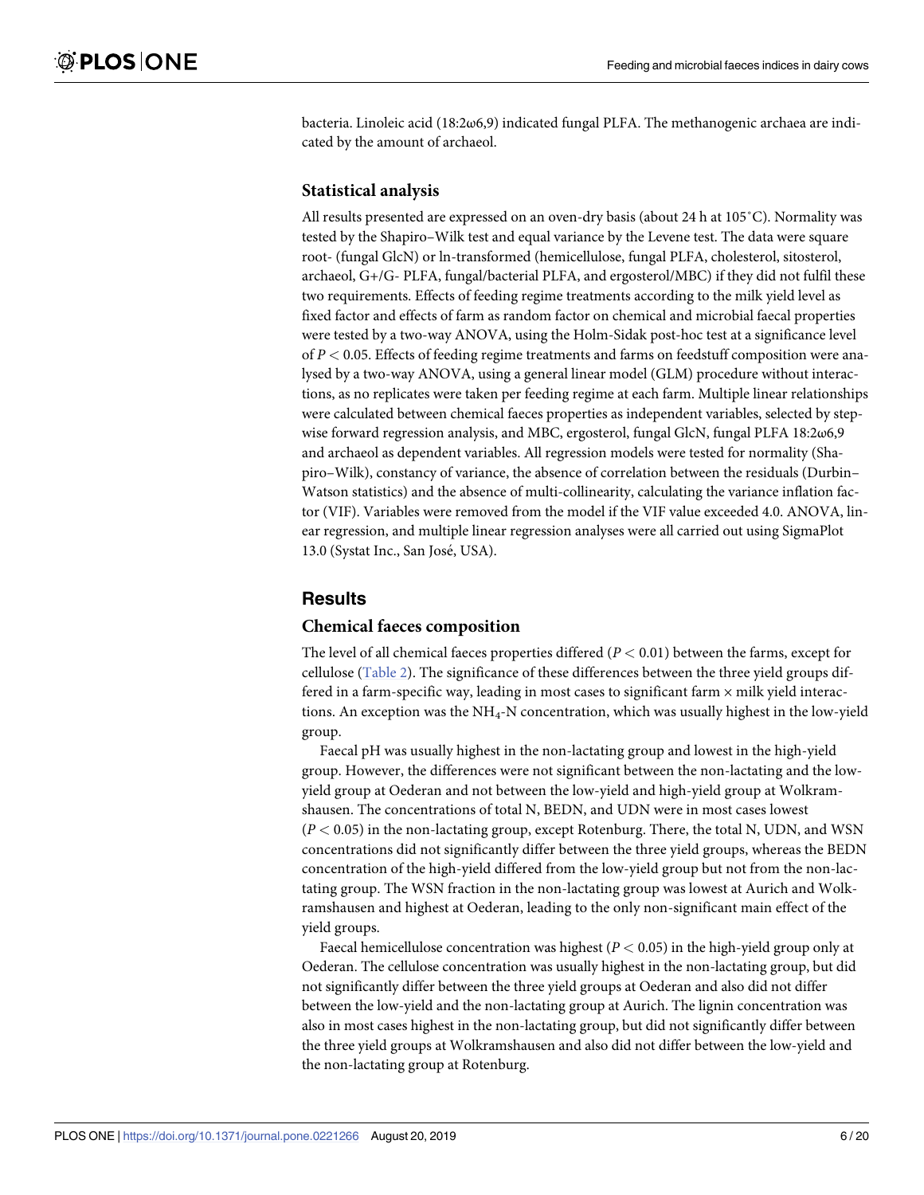bacteria. Linoleic acid (18:2ω6,9) indicated fungal PLFA. The methanogenic archaea are indicated by the amount of archaeol.

### Statistical analysis

All results presented are expressed on an oven-dry basis (about 24 h at 105˚C). Normality was tested by the Shapiro–Wilk test and equal variance by the Levene test. The data were square root- (fungal GlcN) or ln-transformed (hemicellulose, fungal PLFA, cholesterol, sitosterol, archaeol, G+/G- PLFA, fungal/bacterial PLFA, and ergosterol/MBC) if they did not fulfil these two requirements. Effects of feeding regime treatments according to the milk yield level as fixed factor and effects of farm as random factor on chemical and microbial faecal properties were tested by a two-way ANOVA, using the Holm-Sidak post-hoc test at a significance level of $P < 0.05$. Effects of feeding regime treatments and farms on feedstuff composition were analysed by a two-way ANOVA, using a general linear model (GLM) procedure without interactions, as no replicates were taken per feeding regime at each farm. Multiple linear relationships were calculated between chemical faeces properties as independent variables, selected by stepwise forward regression analysis, and MBC, ergosterol, fungal GlcN, fungal PLFA 18:2ω6,9 and archaeol as dependent variables. All regression models were tested for normality (Shapiro–Wilk), constancy of variance, the absence of correlation between the residuals (Durbin–Watson statistics) and the absence of multi-collinearity, calculating the variance inflation factor (VIF). Variables were removed from the model if the VIF value exceeded 4.0. ANOVA, linear regression, and multiple linear regression analyses were all carried out using SigmaPlot 13.0 (Systat Inc., San José, USA).

## Results

### Chemical faeces composition

The level of all chemical faeces properties differed ($P < 0.01$) between the farms, except for cellulose (Table 2). The significance of these differences between the three yield groups differed in a farm-specific way, leading in most cases to significant farm × milk yield interactions. An exception was the $NH_4$-N concentration, which was usually highest in the low-yield group.

Faecal pH was usually highest in the non-lactating group and lowest in the high-yield group. However, the differences were not significant between the non-lactating and the low-yield group at Oederan and not between the low-yield and high-yield group at Wolkramshausen. The concentrations of total N, BEDN, and UDN were in most cases lowest ($P < 0.05$) in the non-lactating group, except Rotenburg. There, the total N, UDN, and WSN concentrations did not significantly differ between the three yield groups, whereas the BEDN concentration of the high-yield differed from the low-yield group but not from the non-lactating group. The WSN fraction in the non-lactating group was lowest at Aurich and Wolkramshausen and highest at Oederan, leading to the only non-significant main effect of the yield groups.

Faecal hemicellulose concentration was highest ($P < 0.05$) in the high-yield group only at Oederan. The cellulose concentration was usually highest in the non-lactating group, but did not significantly differ between the three yield groups at Oederan and also did not differ between the low-yield and the non-lactating group at Aurich. The lignin concentration was also in most cases highest in the non-lactating group, but did not significantly differ between the three yield groups at Wolkramshausen and also did not differ between the low-yield and the non-lactating group at Rotenburg.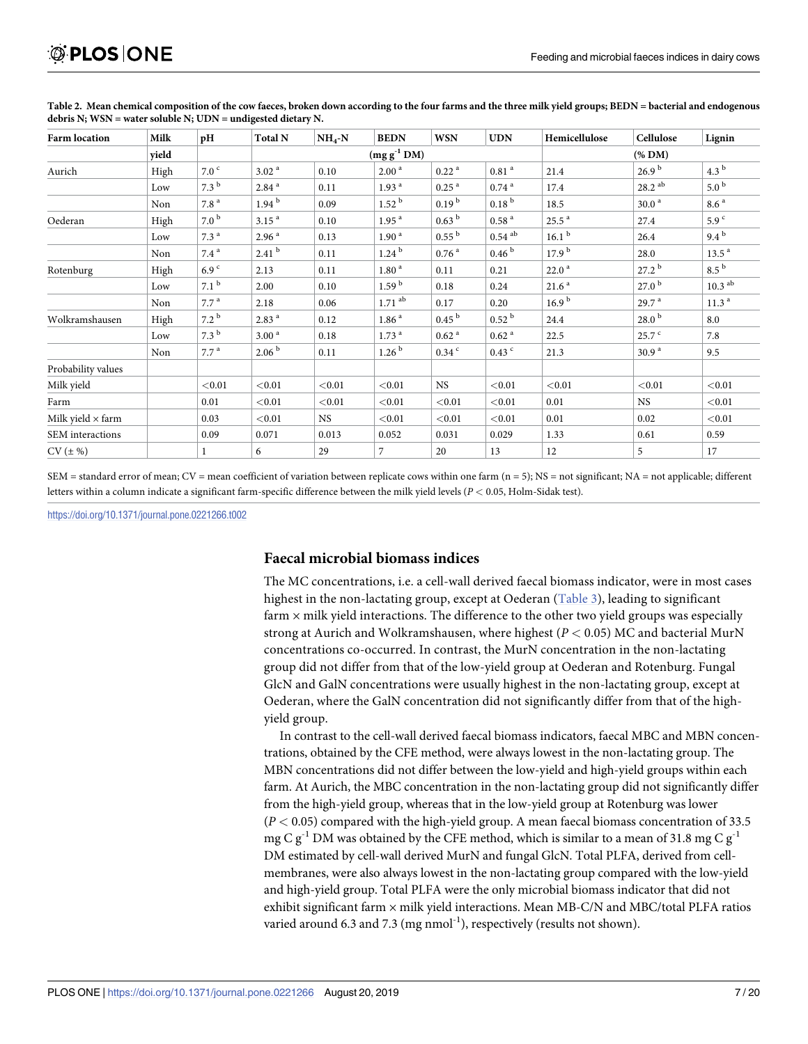**Table 2. Mean chemical composition of the cow faeces, broken down according to the four farms and the three milk yield groups; BEDN = bacterial and endogenous debris N; WSN = water soluble N; UDN = undigested dietary N.**

| Farm location | Milk yield | pH | Total N | $NH_4$-N | BEDN | WSN | UDN | Hemicellulose | Cellulose | Lignin |
|---|---|---|---|---|---|---|---|---|---|---|
| | | | (mg $g^{-1}$ DM) | | | | | (% DM) | | |
| Aurich | High | 7.0 $^c$ | 3.02 $^a$ | 0.10 | 2.00 $^a$ | 0.22 $^a$ | 0.81 $^a$ | 21.4 | 26.9 $^b$ | 4.3 $^b$ |
| | Low | 7.3 $^b$ | 2.84 $^a$ | 0.11 | 1.93 $^a$ | 0.25 $^a$ | 0.74 $^a$ | 17.4 | 28.2 $^{ab}$ | 5.0 $^b$ |
| | Non | 7.8 $^a$ | 1.94 $^b$ | 0.09 | 1.52 $^b$ | 0.19 $^b$ | 0.18 $^b$ | 18.5 | 30.0 $^a$ | 8.6 $^a$ |
| Oederan | High | 7.0 $^b$ | 3.15 $^a$ | 0.10 | 1.95 $^a$ | 0.63 $^b$ | 0.58 $^a$ | 25.5 $^a$ | 27.4 | 5.9 $^c$ |
| | Low | 7.3 $^a$ | 2.96 $^a$ | 0.13 | 1.90 $^a$ | 0.55 $^b$ | 0.54 $^{ab}$ | 16.1 $^b$ | 26.4 | 9.4 $^b$ |
| | Non | 7.4 $^a$ | 2.41 $^b$ | 0.11 | 1.24 $^b$ | 0.76 $^a$ | 0.46 $^b$ | 17.9 $^b$ | 28.0 | 13.5 $^a$ |
| Rotenburg | High | 6.9 $^c$ | 2.13 | 0.11 | 1.80 $^a$ | 0.11 | 0.21 | 22.0 $^a$ | 27.2 $^b$ | 8.5 $^b$ |
| | Low | 7.1 $^b$ | 2.00 | 0.10 | 1.59 $^b$ | 0.18 | 0.24 | 21.6 $^a$ | 27.0 $^b$ | 10.3 $^{ab}$ |
| | Non | 7.7 $^a$ | 2.18 | 0.06 | 1.71 $^{ab}$ | 0.17 | 0.20 | 16.9 $^b$ | 29.7 $^a$ | 11.3 $^a$ |
| Wolkramshausen | High | 7.2 $^b$ | 2.83 $^a$ | 0.12 | 1.86 $^a$ | 0.45 $^b$ | 0.52 $^b$ | 24.4 | 28.0 $^b$ | 8.0 |
| | Low | 7.3 $^b$ | 3.00 $^a$ | 0.18 | 1.73 $^a$ | 0.62 $^a$ | 0.62 $^a$ | 22.5 | 25.7 $^c$ | 7.8 |
| | Non | 7.7 $^a$ | 2.06 $^b$ | 0.11 | 1.26 $^b$ | 0.34 $^c$ | 0.43 $^c$ | 21.3 | 30.9 $^a$ | 9.5 |
| Probability values | | | | | | | | | | |
| Milk yield | | <0.01 | <0.01 | <0.01 | <0.01 | NS | <0.01 | <0.01 | <0.01 | <0.01 |
| Farm | | 0.01 | <0.01 | <0.01 | <0.01 | <0.01 | <0.01 | 0.01 | NS | <0.01 |
| Milk yield × farm | | 0.03 | <0.01 | NS | <0.01 | <0.01 | <0.01 | 0.01 | 0.02 | <0.01 |
| SEM interactions | | 0.09 | 0.071 | 0.013 | 0.052 | 0.031 | 0.029 | 1.33 | 0.61 | 0.59 |
| CV (± %) | | 1 | 6 | 29 | 7 | 20 | 13 | 12 | 5 | 17 |

SEM = standard error of mean; CV = mean coefficient of variation between replicate cows within one farm (n = 5); NS = not significant; NA = not applicable; different letters within a column indicate a significant farm-specific difference between the milk yield levels ($P < 0.05$, Holm-Sidak test).

https://doi.org/10.1371/journal.pone.0221266.t002

## Faecal microbial biomass indices

The MC concentrations, i.e. a cell-wall derived faecal biomass indicator, were in most cases highest in the non-lactating group, except at Oederan (Table 3), leading to significant farm × milk yield interactions. The difference to the other two yield groups was especially strong at Aurich and Wolkramshausen, where highest ($P < 0.05$) MC and bacterial MurN concentrations co-occurred. In contrast, the MurN concentration in the non-lactating group did not differ from that of the low-yield group at Oederan and Rotenburg. Fungal GlcN and GalN concentrations were usually highest in the non-lactating group, except at Oederan, where the GalN concentration did not significantly differ from that of the high-yield group.

In contrast to the cell-wall derived faecal biomass indicators, faecal MBC and MBN concentrations, obtained by the CFE method, were always lowest in the non-lactating group. The MBN concentrations did not differ between the low-yield and high-yield groups within each farm. At Aurich, the MBC concentration in the non-lactating group did not significantly differ from the high-yield group, whereas that in the low-yield group at Rotenburg was lower ($P < 0.05$) compared with the high-yield group. A mean faecal biomass concentration of 33.5 mg C $g^{-1}$ DM was obtained by the CFE method, which is similar to a mean of 31.8 mg C $g^{-1}$ DM estimated by cell-wall derived MurN and fungal GlcN. Total PLFA, derived from cell-membranes, were also always lowest in the non-lactating group compared with the low-yield and high-yield group. Total PLFA were the only microbial biomass indicator that did not exhibit significant farm × milk yield interactions. Mean MB-C/N and MBC/total PLFA ratios varied around 6.3 and 7.3 (mg $nmol^{-1}$), respectively (results not shown).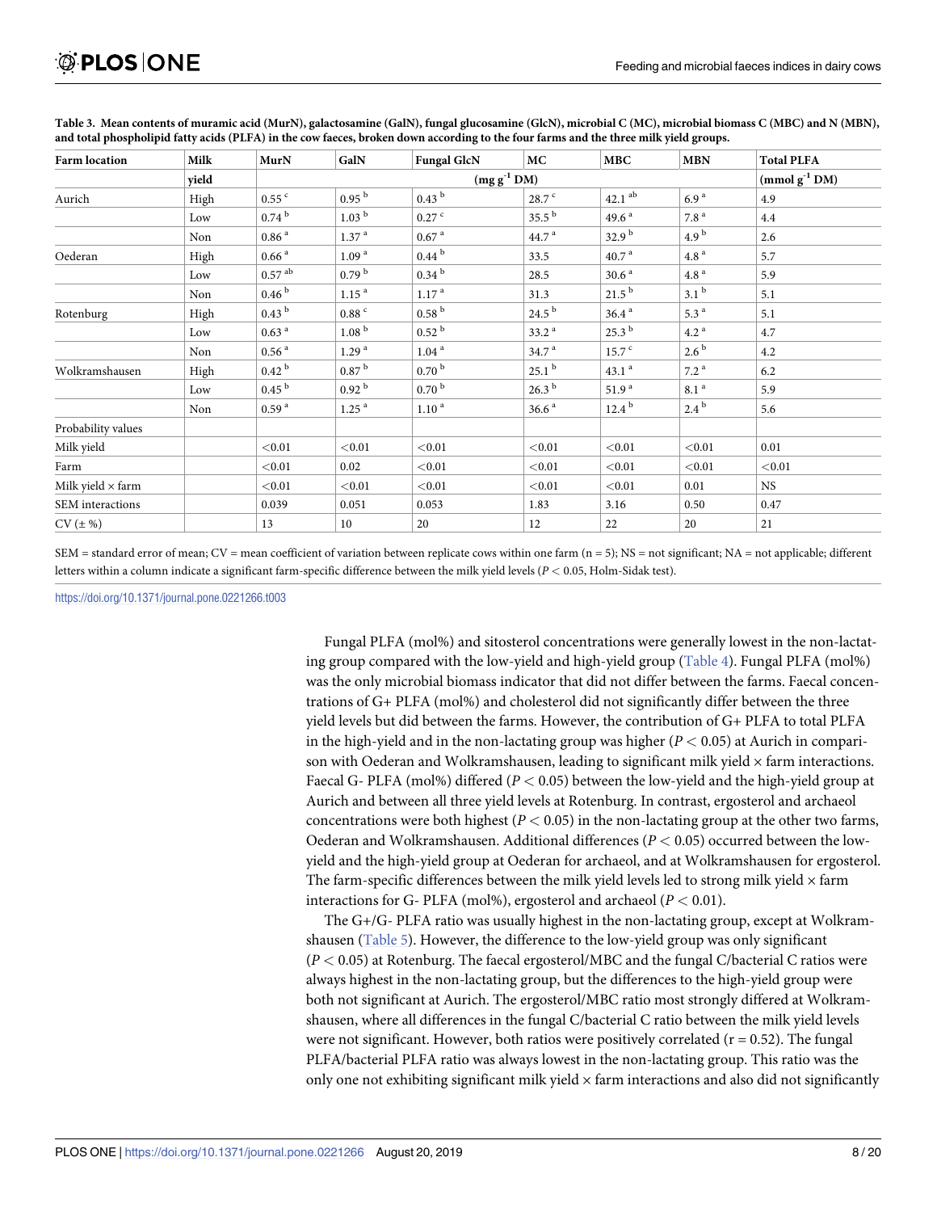**Table 3. Mean contents of muramic acid (MurN), galactosamine (GalN), fungal glucosamine (GlcN), microbial C (MC), microbial biomass C (MBC) and N (MBN), and total phospholipid fatty acids (PLFA) in the cow faeces, broken down according to the four farms and the three milk yield groups.**

| Farm location | Milk yield | MurN | GalN | Fungal GlcN | MC | MBC | MBN | Total PLFA |
|---|---|---|---|---|---|---|---|---|
| | | ($mg\ g^{-1}$ DM) | | | | | | ($mmol\ g^{-1}$ DM) |
| Aurich | High | 0.55 [c] | 0.95 [b] | 0.43 [b] | 28.7 [c] | 42.1 [ab] | 6.9 [a] | 4.9 |
| | Low | 0.74 [b] | 1.03 [b] | 0.27 [c] | 35.5 [b] | 49.6 [a] | 7.8 [a] | 4.4 |
| | Non | 0.86 [a] | 1.37 [a] | 0.67 [a] | 44.7 [a] | 32.9 [b] | 4.9 [b] | 2.6 |
| Oederan | High | 0.66 [a] | 1.09 [a] | 0.44 [b] | 33.5 | 40.7 [a] | 4.8 [a] | 5.7 |
| | Low | 0.57 [ab] | 0.79 [b] | 0.34 [b] | 28.5 | 30.6 [a] | 4.8 [a] | 5.9 |
| | Non | 0.46 [b] | 1.15 [a] | 1.17 [a] | 31.3 | 21.5 [b] | 3.1 [b] | 5.1 |
| Rotenburg | High | 0.43 [b] | 0.88 [c] | 0.58 [b] | 24.5 [b] | 36.4 [a] | 5.3 [a] | 5.1 |
| | Low | 0.63 [a] | 1.08 [b] | 0.52 [b] | 33.2 [a] | 25.3 [b] | 4.2 [a] | 4.7 |
| | Non | 0.56 [a] | 1.29 [a] | 1.04 [a] | 34.7 [a] | 15.7 [c] | 2.6 [b] | 4.2 |
| Wolkramshausen | High | 0.42 [b] | 0.87 [b] | 0.70 [b] | 25.1 [b] | 43.1 [a] | 7.2 [a] | 6.2 |
| | Low | 0.45 [b] | 0.92 [b] | 0.70 [b] | 26.3 [b] | 51.9 [a] | 8.1 [a] | 5.9 |
| | Non | 0.59 [a] | 1.25 [a] | 1.10 [a] | 36.6 [a] | 12.4 [b] | 2.4 [b] | 5.6 |
| Probability values | | | | | | | | |
| Milk yield | | <0.01 | <0.01 | <0.01 | <0.01 | <0.01 | <0.01 | 0.01 |
| Farm | | <0.01 | 0.02 | <0.01 | <0.01 | <0.01 | <0.01 | <0.01 |
| Milk yield × farm | | <0.01 | <0.01 | <0.01 | <0.01 | <0.01 | 0.01 | NS |
| SEM interactions | | 0.039 | 0.051 | 0.053 | 1.83 | 3.16 | 0.50 | 0.47 |
| CV (± %) | | 13 | 10 | 20 | 12 | 22 | 20 | 21 |

SEM = standard error of mean; CV = mean coefficient of variation between replicate cows within one farm (n = 5); NS = not significant; NA = not applicable; different letters within a column indicate a significant farm-specific difference between the milk yield levels ($P < 0.05$, Holm-Sidak test).

https://doi.org/10.1371/journal.pone.0221266.t003

Fungal PLFA (mol%) and sitosterol concentrations were generally lowest in the non-lactating group compared with the low-yield and high-yield group (Table 4). Fungal PLFA (mol%) was the only microbial biomass indicator that did not differ between the farms. Faecal concentrations of G+ PLFA (mol%) and cholesterol did not significantly differ between the three yield levels but did between the farms. However, the contribution of G+ PLFA to total PLFA in the high-yield and in the non-lactating group was higher ($P < 0.05$) at Aurich in comparison with Oederan and Wolkramshausen, leading to significant milk yield × farm interactions. Faecal G- PLFA (mol%) differed ($P < 0.05$) between the low-yield and the high-yield group at Aurich and between all three yield levels at Rotenburg. In contrast, ergosterol and archaeol concentrations were both highest ($P < 0.05$) in the non-lactating group at the other two farms, Oederan and Wolkramshausen. Additional differences ($P < 0.05$) occurred between the low-yield and the high-yield group at Oederan for archaeol, and at Wolkramshausen for ergosterol. The farm-specific differences between the milk yield levels led to strong milk yield × farm interactions for G- PLFA (mol%), ergosterol and archaeol ($P < 0.01$).

The G+/G- PLFA ratio was usually highest in the non-lactating group, except at Wolkramshausen (Table 5). However, the difference to the low-yield group was only significant ($P < 0.05$) at Rotenburg. The faecal ergosterol/MBC and the fungal C/bacterial C ratios were always highest in the non-lactating group, but the differences to the high-yield group were both not significant at Aurich. The ergosterol/MBC ratio most strongly differed at Wolkramshausen, where all differences in the fungal C/bacterial C ratio between the milk yield levels were not significant. However, both ratios were positively correlated (r = 0.52). The fungal PLFA/bacterial PLFA ratio was always lowest in the non-lactating group. This ratio was the only one not exhibiting significant milk yield × farm interactions and also did not significantly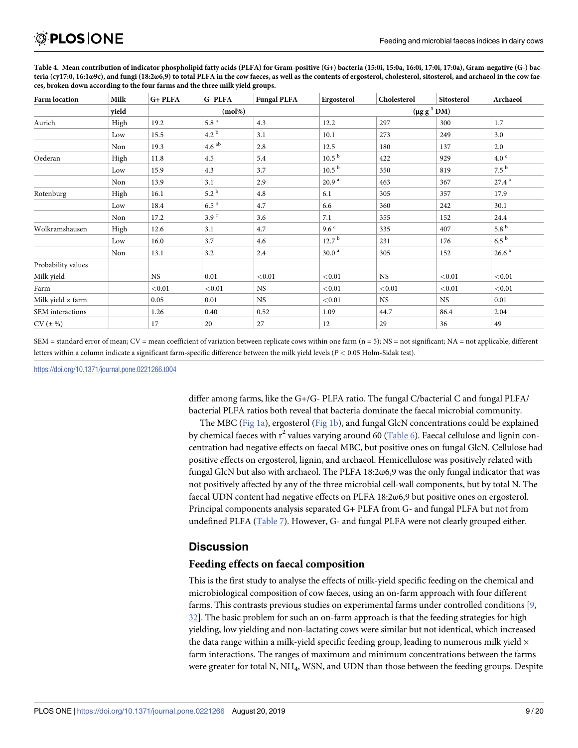**Table 4. Mean contribution of indicator phospholipid fatty acids (PLFA) for Gram-positive (G+) bacteria (15:0i, 15:0a, 16:0i, 17:0i, 17:0a), Gram-negative (G-) bacteria (cy17:0, 16:1ω9c), and fungi (18:2ω6,9) to total PLFA in the cow faeces, as well as the contents of ergosterol, cholesterol, sitosterol, and archaeol in the cow faeces, broken down according to the four farms and the three milk yield groups.**

| Farm location | Milk yield | G+ PLFA | G- PLFA | Fungal PLFA | Ergosterol | Cholesterol | Sitosterol | Archaeol |
|---|---|---|---|---|---|---|---|---|
| | | (mol%) | | | (μg g$^{-1}$ DM) | | | |
| Aurich | High | 19.2 | 5.8 $^{a}$ | 4.3 | 12.2 | 297 | 300 | 1.7 |
| | Low | 15.5 | 4.2 $^{b}$ | 3.1 | 10.1 | 273 | 249 | 3.0 |
| | Non | 19.3 | 4.6 $^{ab}$ | 2.8 | 12.5 | 180 | 137 | 2.0 |
| Oederan | High | 11.8 | 4.5 | 5.4 | 10.5 $^{b}$ | 422 | 929 | 4.0 $^{c}$ |
| | Low | 15.9 | 4.3 | 3.7 | 10.5 $^{b}$ | 350 | 819 | 7.5 $^{b}$ |
| | Non | 13.9 | 3.1 | 2.9 | 20.9 $^{a}$ | 463 | 367 | 27.4 $^{a}$ |
| Rotenburg | High | 16.1 | 5.2 $^{b}$ | 4.8 | 6.1 | 305 | 357 | 17.9 |
| | Low | 18.4 | 6.5 $^{a}$ | 4.7 | 6.6 | 360 | 242 | 30.1 |
| | Non | 17.2 | 3.9 $^{c}$ | 3.6 | 7.1 | 355 | 152 | 24.4 |
| Wolkramshausen | High | 12.6 | 3.1 | 4.7 | 9.6 $^{c}$ | 335 | 407 | 5.8 $^{b}$ |
| | Low | 16.0 | 3.7 | 4.6 | 12.7 $^{b}$ | 231 | 176 | 6.5 $^{b}$ |
| | Non | 13.1 | 3.2 | 2.4 | 30.0 $^{a}$ | 305 | 152 | 26.6 $^{a}$ |
| Probability values | | | | | | | | |
| Milk yield | | NS | 0.01 | <0.01 | <0.01 | NS | <0.01 | <0.01 |
| Farm | | <0.01 | <0.01 | NS | <0.01 | <0.01 | <0.01 | <0.01 |
| Milk yield × farm | | 0.05 | 0.01 | NS | <0.01 | NS | NS | 0.01 |
| SEM interactions | | 1.26 | 0.40 | 0.52 | 1.09 | 44.7 | 86.4 | 2.04 |
| CV (± %) | | 17 | 20 | 27 | 12 | 29 | 36 | 49 |

SEM = standard error of mean; CV = mean coefficient of variation between replicate cows within one farm (n = 5); NS = not significant; NA = not applicable; different letters within a column indicate a significant farm-specific difference between the milk yield levels ($P < 0.05$ Holm-Sidak test).

https://doi.org/10.1371/journal.pone.0221266.t004

differ among farms, like the G+/G- PLFA ratio. The fungal C/bacterial C and fungal PLFA/bacterial PLFA ratios both reveal that bacteria dominate the faecal microbial community.

The MBC (Fig 1a), ergosterol (Fig 1b), and fungal GlcN concentrations could be explained by chemical faeces with $r^2$ values varying around 60 (Table 6). Faecal cellulose and lignin concentration had negative effects on faecal MBC, but positive ones on fungal GlcN. Cellulose had positive effects on ergosterol, lignin, and archaeol. Hemicellulose was positively related with fungal GlcN but also with archaeol. The PLFA 18:2ω6,9 was the only fungal indicator that was not positively affected by any of the three microbial cell-wall components, but by total N. The faecal UDN content had negative effects on PLFA 18:2ω6,9 but positive ones on ergosterol. Principal components analysis separated G+ PLFA from G- and fungal PLFA but not from undefined PLFA (Table 7). However, G- and fungal PLFA were not clearly grouped either.

## Discussion

### Feeding effects on faecal composition

This is the first study to analyse the effects of milk-yield specific feeding on the chemical and microbiological composition of cow faeces, using an on-farm approach with four different farms. This contrasts previous studies on experimental farms under controlled conditions [9, 32]. The basic problem for such an on-farm approach is that the feeding strategies for high yielding, low yielding and non-lactating cows were similar but not identical, which increased the data range within a milk-yield specific feeding group, leading to numerous milk yield × farm interactions. The ranges of maximum and minimum concentrations between the farms were greater for total N, $NH_4$, WSN, and UDN than those between the feeding groups. Despite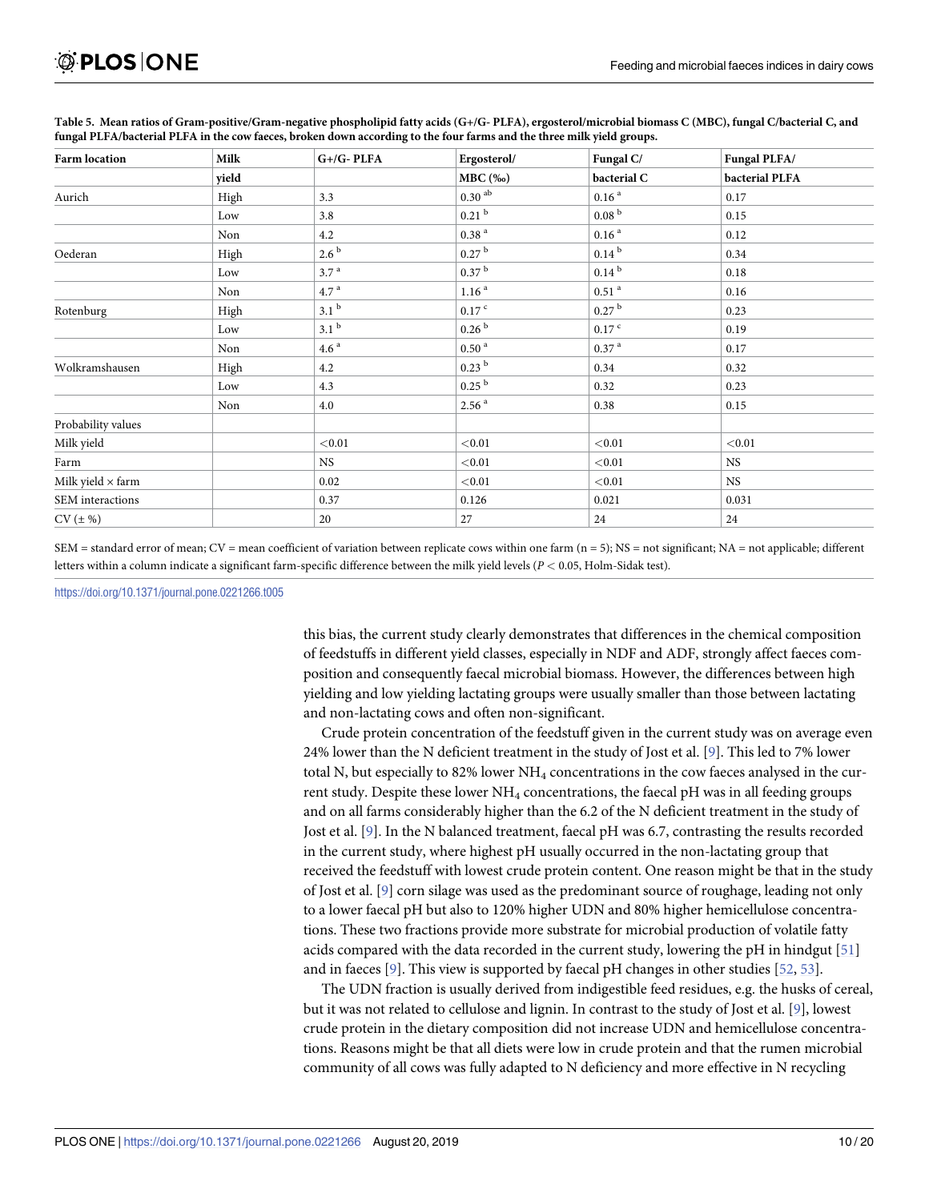**Table 5. Mean ratios of Gram-positive/Gram-negative phospholipid fatty acids (G+/G- PLFA), ergosterol/microbial biomass C (MBC), fungal C/bacterial C, and fungal PLFA/bacterial PLFA in the cow faeces, broken down according to the four farms and the three milk yield groups.**

| Farm location | Milk yield | G+/G- PLFA | Ergosterol/ MBC (‰) | Fungal C/ bacterial C | Fungal PLFA/ bacterial PLFA |
|---|---|---|---|---|---|
| Aurich | High | 3.3 | 0.30 [ab] | 0.16 [a] | 0.17 |
| | Low | 3.8 | 0.21 [b] | 0.08 [b] | 0.15 |
| | Non | 4.2 | 0.38 [a] | 0.16 [a] | 0.12 |
| Oederan | High | 2.6 [b] | 0.27 [b] | 0.14 [b] | 0.34 |
| | Low | 3.7 [a] | 0.37 [b] | 0.14 [b] | 0.18 |
| | Non | 4.7 [a] | 1.16 [a] | 0.51 [a] | 0.16 |
| Rotenburg | High | 3.1 [b] | 0.17 [c] | 0.27 [b] | 0.23 |
| | Low | 3.1 [b] | 0.26 [b] | 0.17 [c] | 0.19 |
| | Non | 4.6 [a] | 0.50 [a] | 0.37 [a] | 0.17 |
| Wolkramshausen | High | 4.2 | 0.23 [b] | 0.34 | 0.32 |
| | Low | 4.3 | 0.25 [b] | 0.32 | 0.23 |
| | Non | 4.0 | 2.56 [a] | 0.38 | 0.15 |
| Probability values | | | | | |
| Milk yield | | <0.01 | <0.01 | <0.01 | <0.01 |
| Farm | | NS | <0.01 | <0.01 | NS |
| Milk yield × farm | | 0.02 | <0.01 | <0.01 | NS |
| SEM interactions | | 0.37 | 0.126 | 0.021 | 0.031 |
| CV (± %) | | 20 | 27 | 24 | 24 |

SEM = standard error of mean; CV = mean coefficient of variation between replicate cows within one farm (n = 5); NS = not significant; NA = not applicable; different letters within a column indicate a significant farm-specific difference between the milk yield levels ($P < 0.05$, Holm-Sidak test).

https://doi.org/10.1371/journal.pone.0221266.t005

this bias, the current study clearly demonstrates that differences in the chemical composition of feedstuffs in different yield classes, especially in NDF and ADF, strongly affect faeces composition and consequently faecal microbial biomass. However, the differences between high yielding and low yielding lactating groups were usually smaller than those between lactating and non-lactating cows and often non-significant.

Crude protein concentration of the feedstuff given in the current study was on average even 24% lower than the N deficient treatment in the study of Jost et al. [9]. This led to 7% lower total N, but especially to 82% lower $NH_4$ concentrations in the cow faeces analysed in the current study. Despite these lower $NH_4$ concentrations, the faecal pH was in all feeding groups and on all farms considerably higher than the 6.2 of the N deficient treatment in the study of Jost et al. [9]. In the N balanced treatment, faecal pH was 6.7, contrasting the results recorded in the current study, where highest pH usually occurred in the non-lactating group that received the feedstuff with lowest crude protein content. One reason might be that in the study of Jost et al. [9] corn silage was used as the predominant source of roughage, leading not only to a lower faecal pH but also to 120% higher UDN and 80% higher hemicellulose concentrations. These two fractions provide more substrate for microbial production of volatile fatty acids compared with the data recorded in the current study, lowering the pH in hindgut [51] and in faeces [9]. This view is supported by faecal pH changes in other studies [52, 53].

The UDN fraction is usually derived from indigestible feed residues, e.g. the husks of cereal, but it was not related to cellulose and lignin. In contrast to the study of Jost et al. [9], lowest crude protein in the dietary composition did not increase UDN and hemicellulose concentrations. Reasons might be that all diets were low in crude protein and that the rumen microbial community of all cows was fully adapted to N deficiency and more effective in N recycling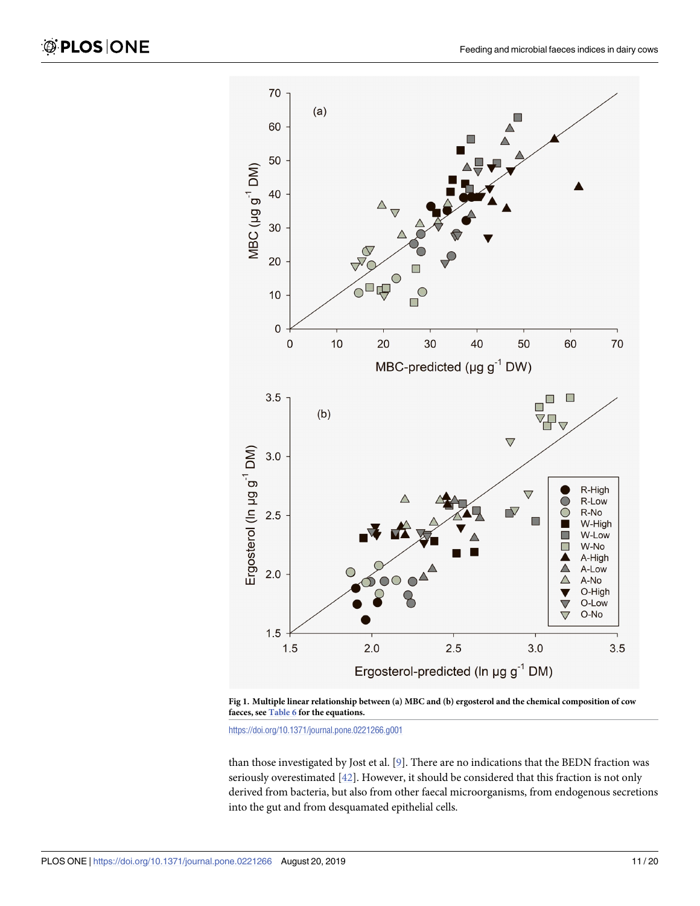**Fig 1. Multiple linear relationship between (a) MBC and (b) ergosterol and the chemical composition of cow faeces, see Table 6 for the equations.**

https://doi.org/10.1371/journal.pone.0221266.g001

than those investigated by Jost et al. [9]. There are no indications that the BEDN fraction was seriously overestimated [42]. However, it should be considered that this fraction is not only derived from bacteria, but also from other faecal microorganisms, from endogenous secretions into the gut and from desquamated epithelial cells.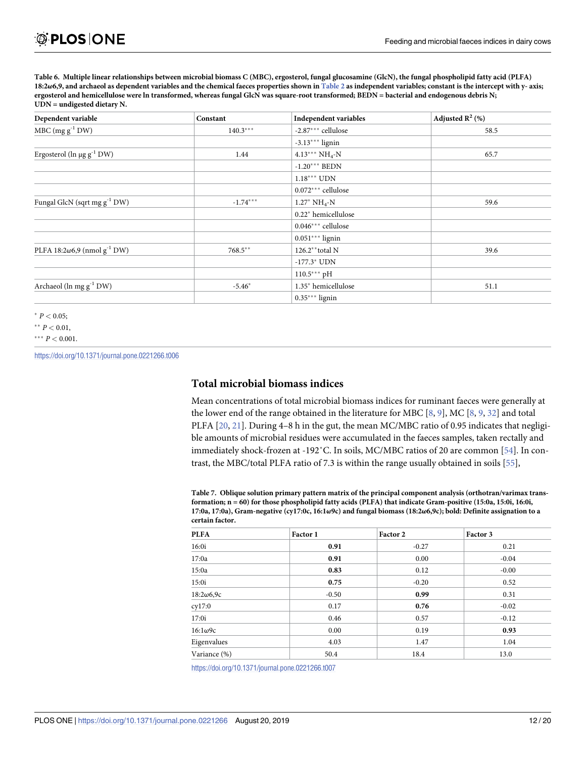**Table 6. Multiple linear relationships between microbial biomass C (MBC), ergosterol, fungal glucosamine (GlcN), the fungal phospholipid fatty acid (PLFA) 18:2ω6,9, and archaeol as dependent variables and the chemical faeces properties shown in Table 2 as independent variables; constant is the intercept with y- axis; ergosterol and hemicellulose were ln transformed, whereas fungal GlcN was square-root transformed; BEDN = bacterial and endogenous debris N; UDN = undigested dietary N.**

| Dependent variable | Constant | Independent variables | Adjusted $R^2$ (%) |
|---|---|---|---|
| MBC (mg $g^{-1}$ DW) | 140.3*** | -2.87*** cellulose | 58.5 |
| | | -3.13*** lignin | |
| Ergosterol (ln µg $g^{-1}$ DW) | 1.44 | 4.13*** $NH_4$-N | 65.7 |
| | | -1.20*** BEDN | |
| | | 1.18*** UDN | |
| | | 0.072*** cellulose | |
| Fungal GlcN (sqrt mg $g^{-1}$ DW) | -1.74*** | 1.27* $NH_4$-N | 59.6 |
| | | 0.22* hemicellulose | |
| | | 0.046*** cellulose | |
| | | 0.051*** lignin | |
| PLFA 18:2ω6,9 (nmol $g^{-1}$ DW) | 768.5** | 126.2** total N | 39.6 |
| | | -177.3* UDN | |
| | | 110.5*** pH | |
| Archaeol (ln mg $g^{-1}$ DW) | -5.46* | 1.35* hemicellulose | 51.1 |
| | | 0.35*** lignin | |

* $P < 0.05$;
** $P < 0.01$,
*** $P < 0.001$.

https://doi.org/10.1371/journal.pone.0221266.t006

## Total microbial biomass indices

Mean concentrations of total microbial biomass indices for ruminant faeces were generally at the lower end of the range obtained in the literature for MBC [8, 9], MC [8, 9, 32] and total PLFA [20, 21]. During 4–8 h in the gut, the mean MC/MBC ratio of 0.95 indicates that negligible amounts of microbial residues were accumulated in the faeces samples, taken rectally and immediately shock-frozen at -192˚C. In soils, MC/MBC ratios of 20 are common [54]. In contrast, the MBC/total PLFA ratio of 7.3 is within the range usually obtained in soils [55],

**Table 7. Oblique solution primary pattern matrix of the principal component analysis (orthotran/varimax transformation; n = 60) for those phospholipid fatty acids (PLFA) that indicate Gram-positive (15:0a, 15:0i, 16:0i, 17:0a, 17:0a), Gram-negative (cy17:0c, 16:1ω9c) and fungal biomass (18:2ω6,9c); bold: Definite assignation to a certain factor.**

| PLFA | Factor 1 | Factor 2 | Factor 3 |
|---|---|---|---|
| 16:0i | **0.91** | -0.27 | 0.21 |
| 17:0a | **0.91** | 0.00 | -0.04 |
| 15:0a | **0.83** | 0.12 | -0.00 |
| 15:0i | **0.75** | -0.20 | 0.52 |
| 18:2ω6,9c | -0.50 | **0.99** | 0.31 |
| cy17:0 | 0.17 | **0.76** | -0.02 |
| 17:0i | 0.46 | 0.57 | -0.12 |
| 16:1ω9c | 0.00 | 0.19 | **0.93** |
| Eigenvalues | 4.03 | 1.47 | 1.04 |
| Variance (%) | 50.4 | 18.4 | 13.0 |

https://doi.org/10.1371/journal.pone.0221266.t007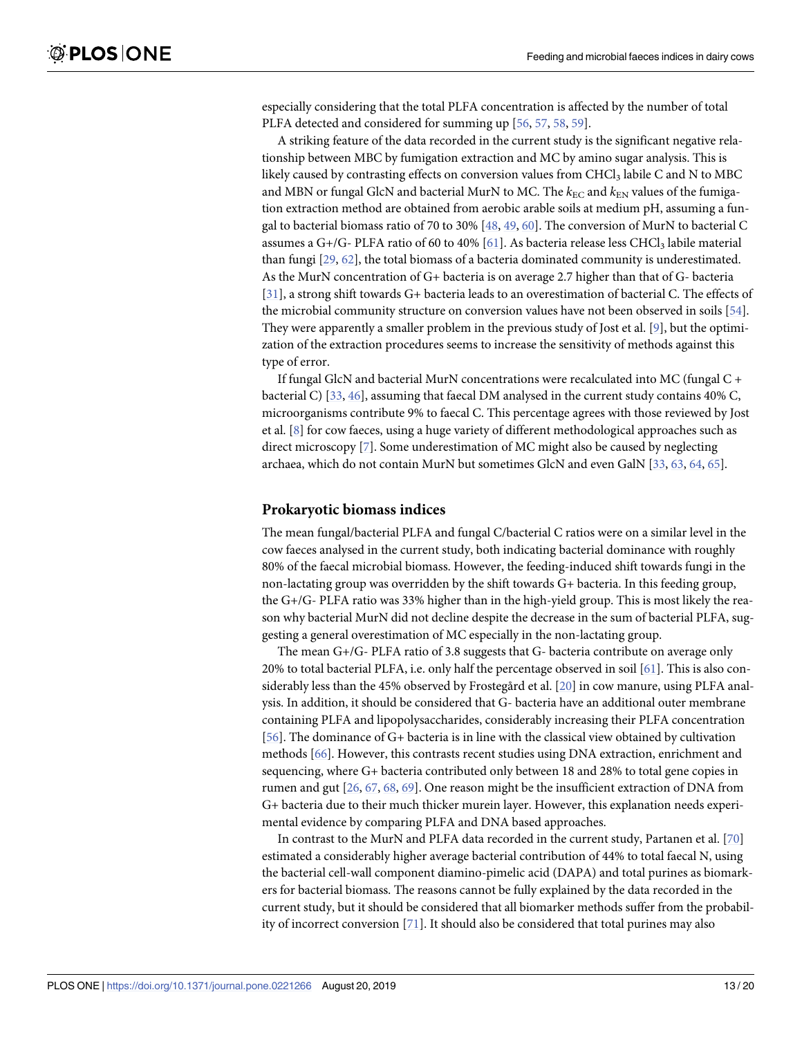especially considering that the total PLFA concentration is affected by the number of total PLFA detected and considered for summing up [56, 57, 58, 59].

A striking feature of the data recorded in the current study is the significant negative relationship between MBC by fumigation extraction and MC by amino sugar analysis. This is likely caused by contrasting effects on conversion values from $CHCl_3$ labile C and N to MBC and MBN or fungal GlcN and bacterial MurN to MC. The $k_{EC}$ and $k_{EN}$ values of the fumigation extraction method are obtained from aerobic arable soils at medium pH, assuming a fungal to bacterial biomass ratio of 70 to 30% [48, 49, 60]. The conversion of MurN to bacterial C assumes a G+/G- PLFA ratio of 60 to 40% [61]. As bacteria release less $CHCl_3$ labile material than fungi [29, 62], the total biomass of a bacteria dominated community is underestimated. As the MurN concentration of G+ bacteria is on average 2.7 higher than that of G- bacteria [31], a strong shift towards G+ bacteria leads to an overestimation of bacterial C. The effects of the microbial community structure on conversion values have not been observed in soils [54]. They were apparently a smaller problem in the previous study of Jost et al. [9], but the optimization of the extraction procedures seems to increase the sensitivity of methods against this type of error.

If fungal GlcN and bacterial MurN concentrations were recalculated into MC (fungal C + bacterial C) [33, 46], assuming that faecal DM analysed in the current study contains 40% C, microorganisms contribute 9% to faecal C. This percentage agrees with those reviewed by Jost et al. [8] for cow faeces, using a huge variety of different methodological approaches such as direct microscopy [7]. Some underestimation of MC might also be caused by neglecting archaea, which do not contain MurN but sometimes GlcN and even GalN [33, 63, 64, 65].

## Prokaryotic biomass indices

The mean fungal/bacterial PLFA and fungal C/bacterial C ratios were on a similar level in the cow faeces analysed in the current study, both indicating bacterial dominance with roughly 80% of the faecal microbial biomass. However, the feeding-induced shift towards fungi in the non-lactating group was overridden by the shift towards G+ bacteria. In this feeding group, the G+/G- PLFA ratio was 33% higher than in the high-yield group. This is most likely the reason why bacterial MurN did not decline despite the decrease in the sum of bacterial PLFA, suggesting a general overestimation of MC especially in the non-lactating group.

The mean G+/G- PLFA ratio of 3.8 suggests that G- bacteria contribute on average only 20% to total bacterial PLFA, i.e. only half the percentage observed in soil [61]. This is also considerably less than the 45% observed by Frostegård et al. [20] in cow manure, using PLFA analysis. In addition, it should be considered that G- bacteria have an additional outer membrane containing PLFA and lipopolysaccharides, considerably increasing their PLFA concentration [56]. The dominance of G+ bacteria is in line with the classical view obtained by cultivation methods [66]. However, this contrasts recent studies using DNA extraction, enrichment and sequencing, where G+ bacteria contributed only between 18 and 28% to total gene copies in rumen and gut [26, 67, 68, 69]. One reason might be the insufficient extraction of DNA from G+ bacteria due to their much thicker murein layer. However, this explanation needs experimental evidence by comparing PLFA and DNA based approaches.

In contrast to the MurN and PLFA data recorded in the current study, Partanen et al. [70] estimated a considerably higher average bacterial contribution of 44% to total faecal N, using the bacterial cell-wall component diamino-pimelic acid (DAPA) and total purines as biomarkers for bacterial biomass. The reasons cannot be fully explained by the data recorded in the current study, but it should be considered that all biomarker methods suffer from the probability of incorrect conversion [71]. It should also be considered that total purines may also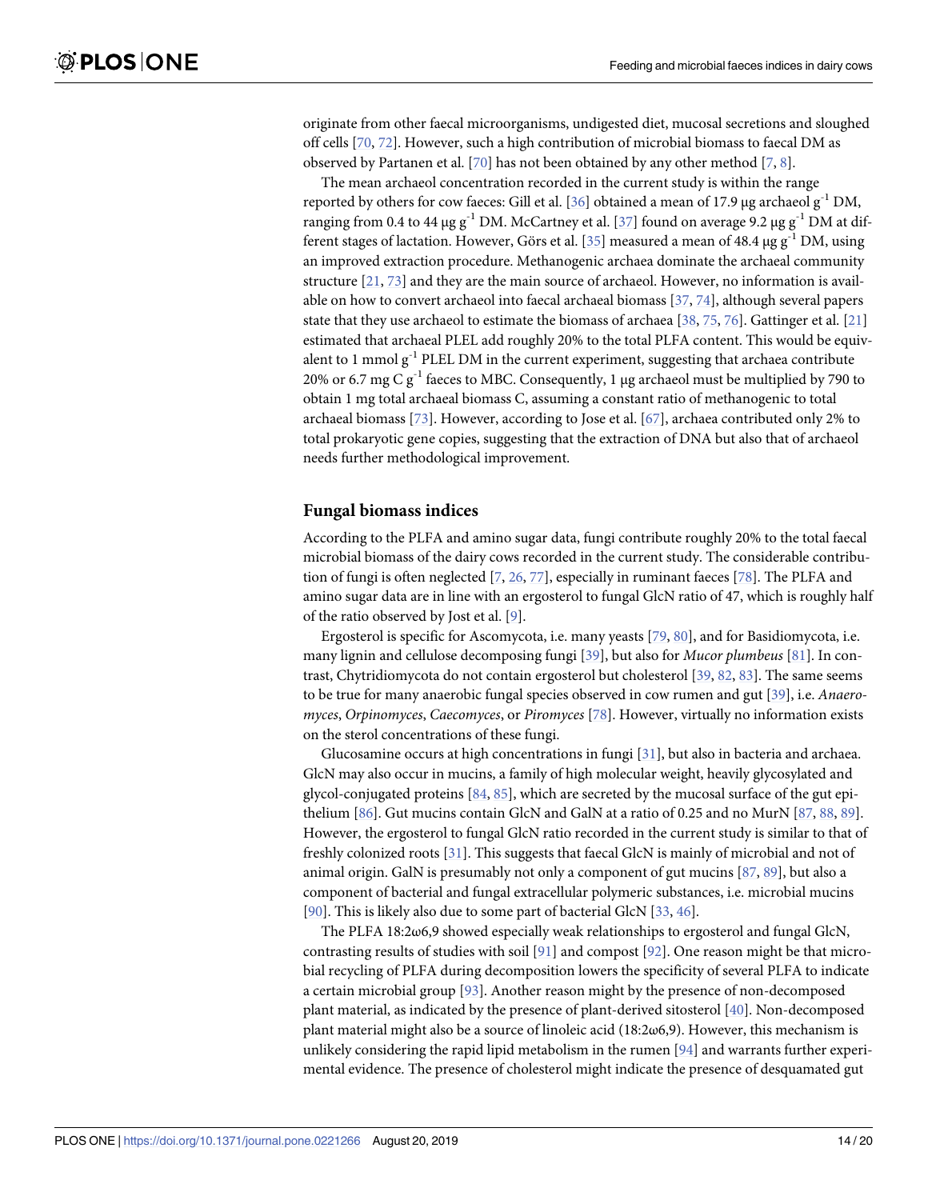originate from other faecal microorganisms, undigested diet, mucosal secretions and sloughed off cells [70, 72]. However, such a high contribution of microbial biomass to faecal DM as observed by Partanen et al. [70] has not been obtained by any other method [7, 8].

The mean archaeol concentration recorded in the current study is within the range reported by others for cow faeces: Gill et al. [36] obtained a mean of 17.9 μg archaeol $g^{-1}$ DM, ranging from 0.4 to 44 μg $g^{-1}$ DM. McCartney et al. [37] found on average 9.2 μg $g^{-1}$ DM at different stages of lactation. However, Görs et al. [35] measured a mean of 48.4 μg $g^{-1}$ DM, using an improved extraction procedure. Methanogenic archaea dominate the archaeal community structure [21, 73] and they are the main source of archaeol. However, no information is available on how to convert archaeol into faecal archaeal biomass [37, 74], although several papers state that they use archaeol to estimate the biomass of archaea [38, 75, 76]. Gattinger et al. [21] estimated that archaeal PLEL add roughly 20% to the total PLFA content. This would be equivalent to 1 mmol $g^{-1}$ PLEL DM in the current experiment, suggesting that archaea contribute 20% or 6.7 mg C $g^{-1}$ faeces to MBC. Consequently, 1 μg archaeol must be multiplied by 790 to obtain 1 mg total archaeal biomass C, assuming a constant ratio of methanogenic to total archaeal biomass [73]. However, according to Jose et al. [67], archaea contributed only 2% to total prokaryotic gene copies, suggesting that the extraction of DNA but also that of archaeol needs further methodological improvement.

## Fungal biomass indices

According to the PLFA and amino sugar data, fungi contribute roughly 20% to the total faecal microbial biomass of the dairy cows recorded in the current study. The considerable contribution of fungi is often neglected [7, 26, 77], especially in ruminant faeces [78]. The PLFA and amino sugar data are in line with an ergosterol to fungal GlcN ratio of 47, which is roughly half of the ratio observed by Jost et al. [9].

Ergosterol is specific for Ascomycota, i.e. many yeasts [79, 80], and for Basidiomycota, i.e. many lignin and cellulose decomposing fungi [39], but also for *Mucor plumbeus* [81]. In contrast, Chytridiomycota do not contain ergosterol but cholesterol [39, 82, 83]. The same seems to be true for many anaerobic fungal species observed in cow rumen and gut [39], i.e. *Anaeromyces*, *Orpinomyces*, *Caecomyces*, or *Piromyces* [78]. However, virtually no information exists on the sterol concentrations of these fungi.

Glucosamine occurs at high concentrations in fungi [31], but also in bacteria and archaea. GlcN may also occur in mucins, a family of high molecular weight, heavily glycosylated and glycol-conjugated proteins [84, 85], which are secreted by the mucosal surface of the gut epithelium [86]. Gut mucins contain GlcN and GalN at a ratio of 0.25 and no MurN [87, 88, 89]. However, the ergosterol to fungal GlcN ratio recorded in the current study is similar to that of freshly colonized roots [31]. This suggests that faecal GlcN is mainly of microbial and not of animal origin. GalN is presumably not only a component of gut mucins [87, 89], but also a component of bacterial and fungal extracellular polymeric substances, i.e. microbial mucins [90]. This is likely also due to some part of bacterial GlcN [33, 46].

The PLFA 18:2ω6,9 showed especially weak relationships to ergosterol and fungal GlcN, contrasting results of studies with soil [91] and compost [92]. One reason might be that microbial recycling of PLFA during decomposition lowers the specificity of several PLFA to indicate a certain microbial group [93]. Another reason might by the presence of non-decomposed plant material, as indicated by the presence of plant-derived sitosterol [40]. Non-decomposed plant material might also be a source of linoleic acid (18:2ω6,9). However, this mechanism is unlikely considering the rapid lipid metabolism in the rumen [94] and warrants further experimental evidence. The presence of cholesterol might indicate the presence of desquamated gut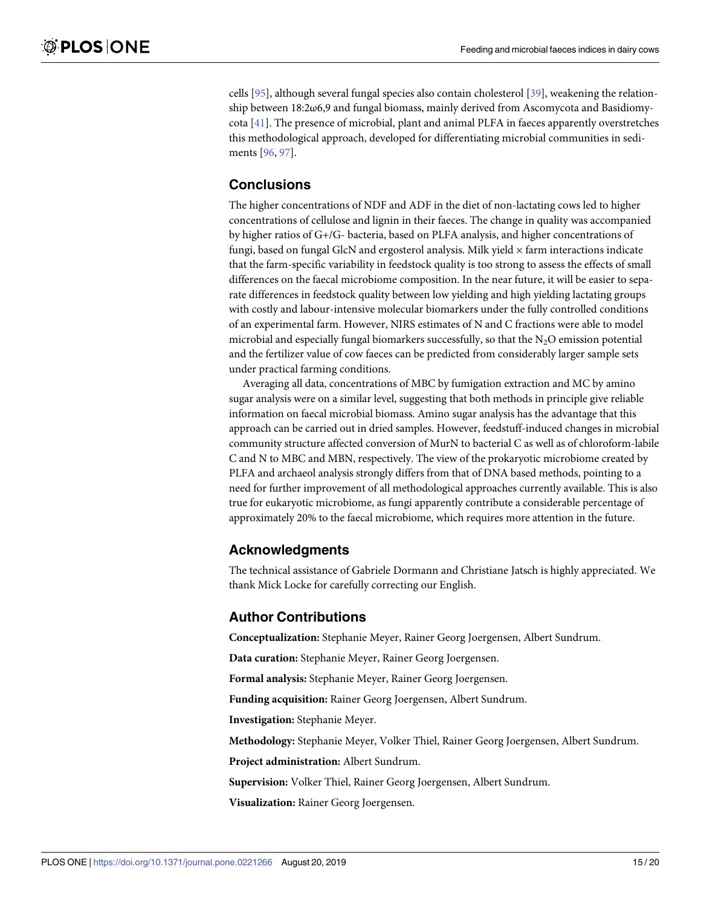cells [95], although several fungal species also contain cholesterol [39], weakening the relationship between 18:2ω6,9 and fungal biomass, mainly derived from Ascomycota and Basidiomycota [41]. The presence of microbial, plant and animal PLFA in faeces apparently overstretches this methodological approach, developed for differentiating microbial communities in sediments [96, 97].

## Conclusions

The higher concentrations of NDF and ADF in the diet of non-lactating cows led to higher concentrations of cellulose and lignin in their faeces. The change in quality was accompanied by higher ratios of G+/G- bacteria, based on PLFA analysis, and higher concentrations of fungi, based on fungal GlcN and ergosterol analysis. Milk yield × farm interactions indicate that the farm-specific variability in feedstock quality is too strong to assess the effects of small differences on the faecal microbiome composition. In the near future, it will be easier to separate differences in feedstock quality between low yielding and high yielding lactating groups with costly and labour-intensive molecular biomarkers under the fully controlled conditions of an experimental farm. However, NIRS estimates of N and C fractions were able to model microbial and especially fungal biomarkers successfully, so that the $N_2O$ emission potential and the fertilizer value of cow faeces can be predicted from considerably larger sample sets under practical farming conditions.

Averaging all data, concentrations of MBC by fumigation extraction and MC by amino sugar analysis were on a similar level, suggesting that both methods in principle give reliable information on faecal microbial biomass. Amino sugar analysis has the advantage that this approach can be carried out in dried samples. However, feedstuff-induced changes in microbial community structure affected conversion of MurN to bacterial C as well as of chloroform-labile C and N to MBC and MBN, respectively. The view of the prokaryotic microbiome created by PLFA and archaeol analysis strongly differs from that of DNA based methods, pointing to a need for further improvement of all methodological approaches currently available. This is also true for eukaryotic microbiome, as fungi apparently contribute a considerable percentage of approximately 20% to the faecal microbiome, which requires more attention in the future.

## Acknowledgments

The technical assistance of Gabriele Dormann and Christiane Jatsch is highly appreciated. We thank Mick Locke for carefully correcting our English.

## Author Contributions

**Conceptualization:** Stephanie Meyer, Rainer Georg Joergensen, Albert Sundrum.

**Data curation:** Stephanie Meyer, Rainer Georg Joergensen.

**Formal analysis:** Stephanie Meyer, Rainer Georg Joergensen.

**Funding acquisition:** Rainer Georg Joergensen, Albert Sundrum.

**Investigation:** Stephanie Meyer.

**Methodology:** Stephanie Meyer, Volker Thiel, Rainer Georg Joergensen, Albert Sundrum.

**Project administration:** Albert Sundrum.

**Supervision:** Volker Thiel, Rainer Georg Joergensen, Albert Sundrum.

**Visualization:** Rainer Georg Joergensen.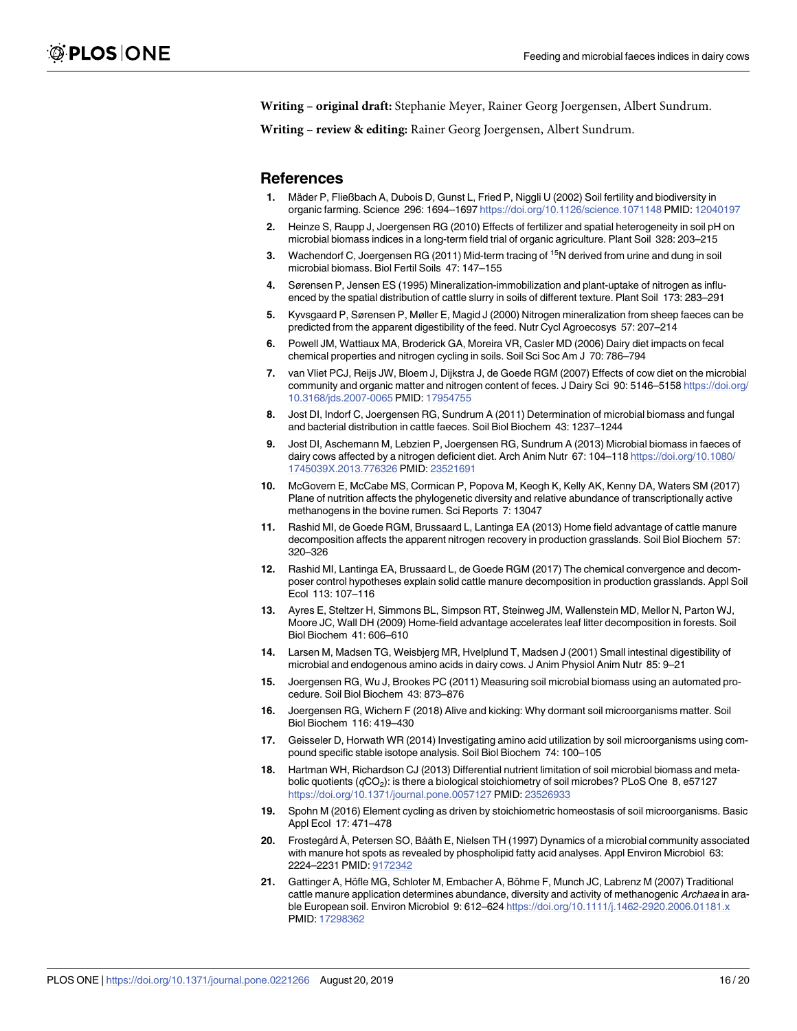**Writing – original draft:** Stephanie Meyer, Rainer Georg Joergensen, Albert Sundrum.

**Writing – review & editing:** Rainer Georg Joergensen, Albert Sundrum.

## References

1. Mäder P, Fließbach A, Dubois D, Gunst L, Fried P, Niggli U (2002) Soil fertility and biodiversity in organic farming. Science 296: 1694–1697 https://doi.org/10.1126/science.1071148 PMID: 12040197
2. Heinze S, Raupp J, Joergensen RG (2010) Effects of fertilizer and spatial heterogeneity in soil pH on microbial biomass indices in a long-term field trial of organic agriculture. Plant Soil 328: 203–215
3. Wachendorf C, Joergensen RG (2011) Mid-term tracing of $^{15}$N derived from urine and dung in soil microbial biomass. Biol Fertil Soils 47: 147–155
4. Sørensen P, Jensen ES (1995) Mineralization-immobilization and plant-uptake of nitrogen as influenced by the spatial distribution of cattle slurry in soils of different texture. Plant Soil 173: 283–291
5. Kyvsgaard P, Sørensen P, Møller E, Magid J (2000) Nitrogen mineralization from sheep faeces can be predicted from the apparent digestibility of the feed. Nutr Cycl Agroecosys 57: 207–214
6. Powell JM, Wattiaux MA, Broderick GA, Moreira VR, Casler MD (2006) Dairy diet impacts on fecal chemical properties and nitrogen cycling in soils. Soil Sci Soc Am J 70: 786–794
7. van Vliet PCJ, Reijs JW, Bloem J, Dijkstra J, de Goede RGM (2007) Effects of cow diet on the microbial community and organic matter and nitrogen content of feces. J Dairy Sci 90: 5146–5158 https://doi.org/10.3168/jds.2007-0065 PMID: 17954755
8. Jost DI, Indorf C, Joergensen RG, Sundrum A (2011) Determination of microbial biomass and fungal and bacterial distribution in cattle faeces. Soil Biol Biochem 43: 1237–1244
9. Jost DI, Aschemann M, Lebzien P, Joergensen RG, Sundrum A (2013) Microbial biomass in faeces of dairy cows affected by a nitrogen deficient diet. Arch Anim Nutr 67: 104–118 https://doi.org/10.1080/1745039X.2013.776326 PMID: 23521691
10. McGovern E, McCabe MS, Cormican P, Popova M, Keogh K, Kelly AK, Kenny DA, Waters SM (2017) Plane of nutrition affects the phylogenetic diversity and relative abundance of transcriptionally active methanogens in the bovine rumen. Sci Reports 7: 13047
11. Rashid MI, de Goede RGM, Brussaard L, Lantinga EA (2013) Home field advantage of cattle manure decomposition affects the apparent nitrogen recovery in production grasslands. Soil Biol Biochem 57: 320–326
12. Rashid MI, Lantinga EA, Brussaard L, de Goede RGM (2017) The chemical convergence and decomposer control hypotheses explain solid cattle manure decomposition in production grasslands. Appl Soil Ecol 113: 107–116
13. Ayres E, Steltzer H, Simmons BL, Simpson RT, Steinweg JM, Wallenstein MD, Mellor N, Parton WJ, Moore JC, Wall DH (2009) Home-field advantage accelerates leaf litter decomposition in forests. Soil Biol Biochem 41: 606–610
14. Larsen M, Madsen TG, Weisbjerg MR, Hvelplund T, Madsen J (2001) Small intestinal digestibility of microbial and endogenous amino acids in dairy cows. J Anim Physiol Anim Nutr 85: 9–21
15. Joergensen RG, Wu J, Brookes PC (2011) Measuring soil microbial biomass using an automated procedure. Soil Biol Biochem 43: 873–876
16. Joergensen RG, Wichern F (2018) Alive and kicking: Why dormant soil microorganisms matter. Soil Biol Biochem 116: 419–430
17. Geisseler D, Horwath WR (2014) Investigating amino acid utilization by soil microorganisms using compound specific stable isotope analysis. Soil Biol Biochem 74: 100–105
18. Hartman WH, Richardson CJ (2013) Differential nutrient limitation of soil microbial biomass and metabolic quotients ($qCO_2$): is there a biological stoichiometry of soil microbes? PLoS One 8, e57127 https://doi.org/10.1371/journal.pone.0057127 PMID: 23526933
19. Spohn M (2016) Element cycling as driven by stoichiometric homeostasis of soil microorganisms. Basic Appl Ecol 17: 471–478
20. Frostegård Å, Petersen SO, Bååth E, Nielsen TH (1997) Dynamics of a microbial community associated with manure hot spots as revealed by phospholipid fatty acid analyses. Appl Environ Microbiol 63: 2224–2231 PMID: 9172342
21. Gattinger A, Höfle MG, Schloter M, Embacher A, Böhme F, Munch JC, Labrenz M (2007) Traditional cattle manure application determines abundance, diversity and activity of methanogenic *Archaea* in arable European soil. Environ Microbiol 9: 612–624 https://doi.org/10.1111/j.1462-2920.2006.01181.x PMID: 17298362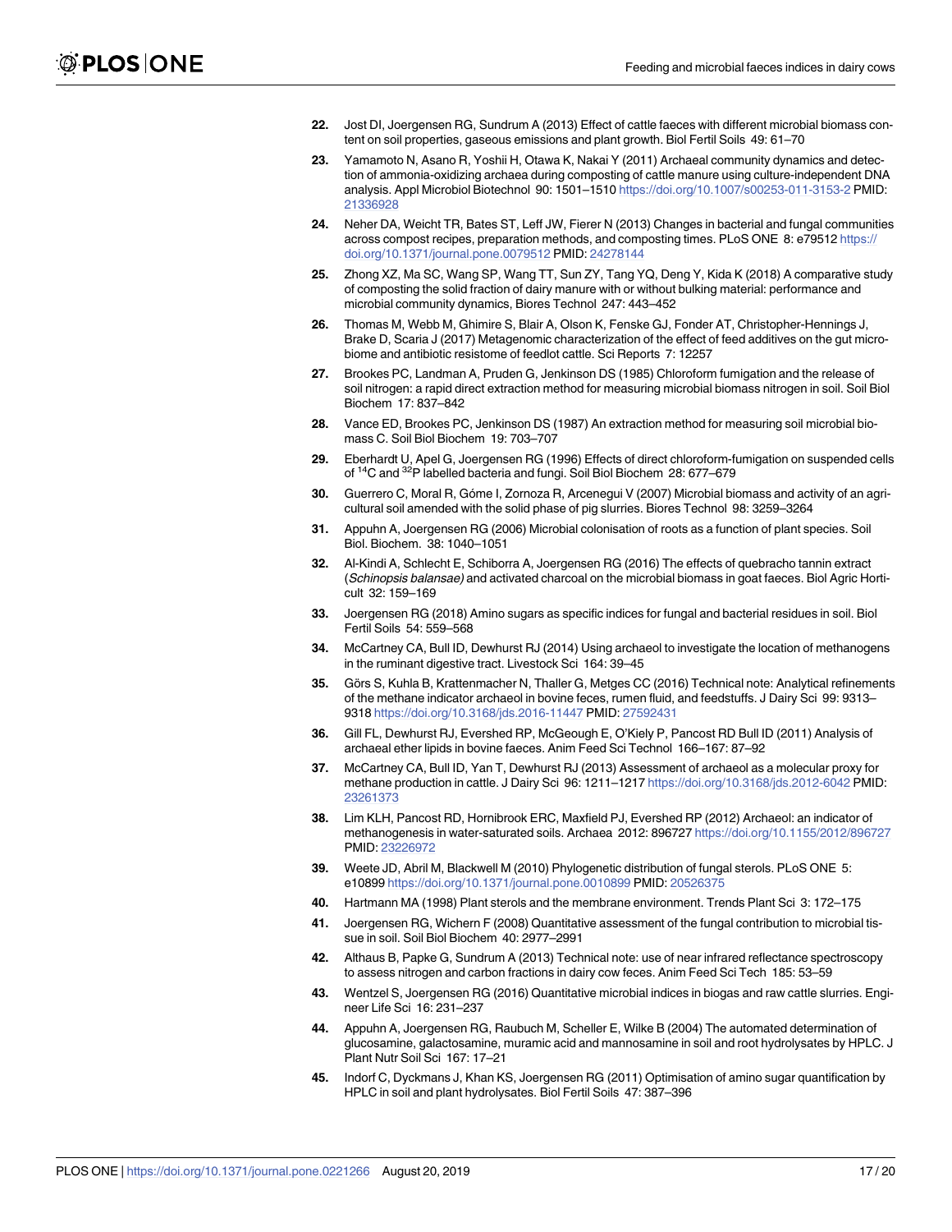22. Jost DI, Joergensen RG, Sundrum A (2013) Effect of cattle faeces with different microbial biomass content on soil properties, gaseous emissions and plant growth. Biol Fertil Soils 49: 61–70
23. Yamamoto N, Asano R, Yoshii H, Otawa K, Nakai Y (2011) Archaeal community dynamics and detection of ammonia-oxidizing archaea during composting of cattle manure using culture-independent DNA analysis. Appl Microbiol Biotechnol 90: 1501–1510 https://doi.org/10.1007/s00253-011-3153-2 PMID: 21336928
24. Neher DA, Weicht TR, Bates ST, Leff JW, Fierer N (2013) Changes in bacterial and fungal communities across compost recipes, preparation methods, and composting times. PLoS ONE 8: e79512 https://doi.org/10.1371/journal.pone.0079512 PMID: 24278144
25. Zhong XZ, Ma SC, Wang SP, Wang TT, Sun ZY, Tang YQ, Deng Y, Kida K (2018) A comparative study of composting the solid fraction of dairy manure with or without bulking material: performance and microbial community dynamics, Biores Technol 247: 443–452
26. Thomas M, Webb M, Ghimire S, Blair A, Olson K, Fenske GJ, Fonder AT, Christopher-Hennings J, Brake D, Scaria J (2017) Metagenomic characterization of the effect of feed additives on the gut microbiome and antibiotic resistome of feedlot cattle. Sci Reports 7: 12257
27. Brookes PC, Landman A, Pruden G, Jenkinson DS (1985) Chloroform fumigation and the release of soil nitrogen: a rapid direct extraction method for measuring microbial biomass nitrogen in soil. Soil Biol Biochem 17: 837–842
28. Vance ED, Brookes PC, Jenkinson DS (1987) An extraction method for measuring soil microbial biomass C. Soil Biol Biochem 19: 703–707
29. Eberhardt U, Apel G, Joergensen RG (1996) Effects of direct chloroform-fumigation on suspended cells of $^{14}C$ and $^{32}P$ labelled bacteria and fungi. Soil Biol Biochem 28: 677–679
30. Guerrero C, Moral R, Góme I, Zornoza R, Arcenegui V (2007) Microbial biomass and activity of an agricultural soil amended with the solid phase of pig slurries. Biores Technol 98: 3259–3264
31. Appuhn A, Joergensen RG (2006) Microbial colonisation of roots as a function of plant species. Soil Biol. Biochem. 38: 1040–1051
32. Al-Kindi A, Schlecht E, Schiborra A, Joergensen RG (2016) The effects of quebracho tannin extract (*Schinopsis balansae)* and activated charcoal on the microbial biomass in goat faeces. Biol Agric Horticult 32: 159–169
33. Joergensen RG (2018) Amino sugars as specific indices for fungal and bacterial residues in soil. Biol Fertil Soils 54: 559–568
34. McCartney CA, Bull ID, Dewhurst RJ (2014) Using archaeol to investigate the location of methanogens in the ruminant digestive tract. Livestock Sci 164: 39–45
35. Görs S, Kuhla B, Krattenmacher N, Thaller G, Metges CC (2016) Technical note: Analytical refinements of the methane indicator archaeol in bovine feces, rumen fluid, and feedstuffs. J Dairy Sci 99: 9313–9318 https://doi.org/10.3168/jds.2016-11447 PMID: 27592431
36. Gill FL, Dewhurst RJ, Evershed RP, McGeough E, O'Kiely P, Pancost RD Bull ID (2011) Analysis of archaeal ether lipids in bovine faeces. Anim Feed Sci Technol 166–167: 87–92
37. McCartney CA, Bull ID, Yan T, Dewhurst RJ (2013) Assessment of archaeol as a molecular proxy for methane production in cattle. J Dairy Sci 96: 1211–1217 https://doi.org/10.3168/jds.2012-6042 PMID: 23261373
38. Lim KLH, Pancost RD, Hornibrook ERC, Maxfield PJ, Evershed RP (2012) Archaeol: an indicator of methanogenesis in water-saturated soils. Archaea 2012: 896727 https://doi.org/10.1155/2012/896727 PMID: 23226972
39. Weete JD, Abril M, Blackwell M (2010) Phylogenetic distribution of fungal sterols. PLoS ONE 5: e10899 https://doi.org/10.1371/journal.pone.0010899 PMID: 20526375
40. Hartmann MA (1998) Plant sterols and the membrane environment. Trends Plant Sci 3: 172–175
41. Joergensen RG, Wichern F (2008) Quantitative assessment of the fungal contribution to microbial tissue in soil. Soil Biol Biochem 40: 2977–2991
42. Althaus B, Papke G, Sundrum A (2013) Technical note: use of near infrared reflectance spectroscopy to assess nitrogen and carbon fractions in dairy cow feces. Anim Feed Sci Tech 185: 53–59
43. Wentzel S, Joergensen RG (2016) Quantitative microbial indices in biogas and raw cattle slurries. Engineer Life Sci 16: 231–237
44. Appuhn A, Joergensen RG, Raubuch M, Scheller E, Wilke B (2004) The automated determination of glucosamine, galactosamine, muramic acid and mannosamine in soil and root hydrolysates by HPLC. J Plant Nutr Soil Sci 167: 17–21
45. Indorf C, Dyckmans J, Khan KS, Joergensen RG (2011) Optimisation of amino sugar quantification by HPLC in soil and plant hydrolysates. Biol Fertil Soils 47: 387–396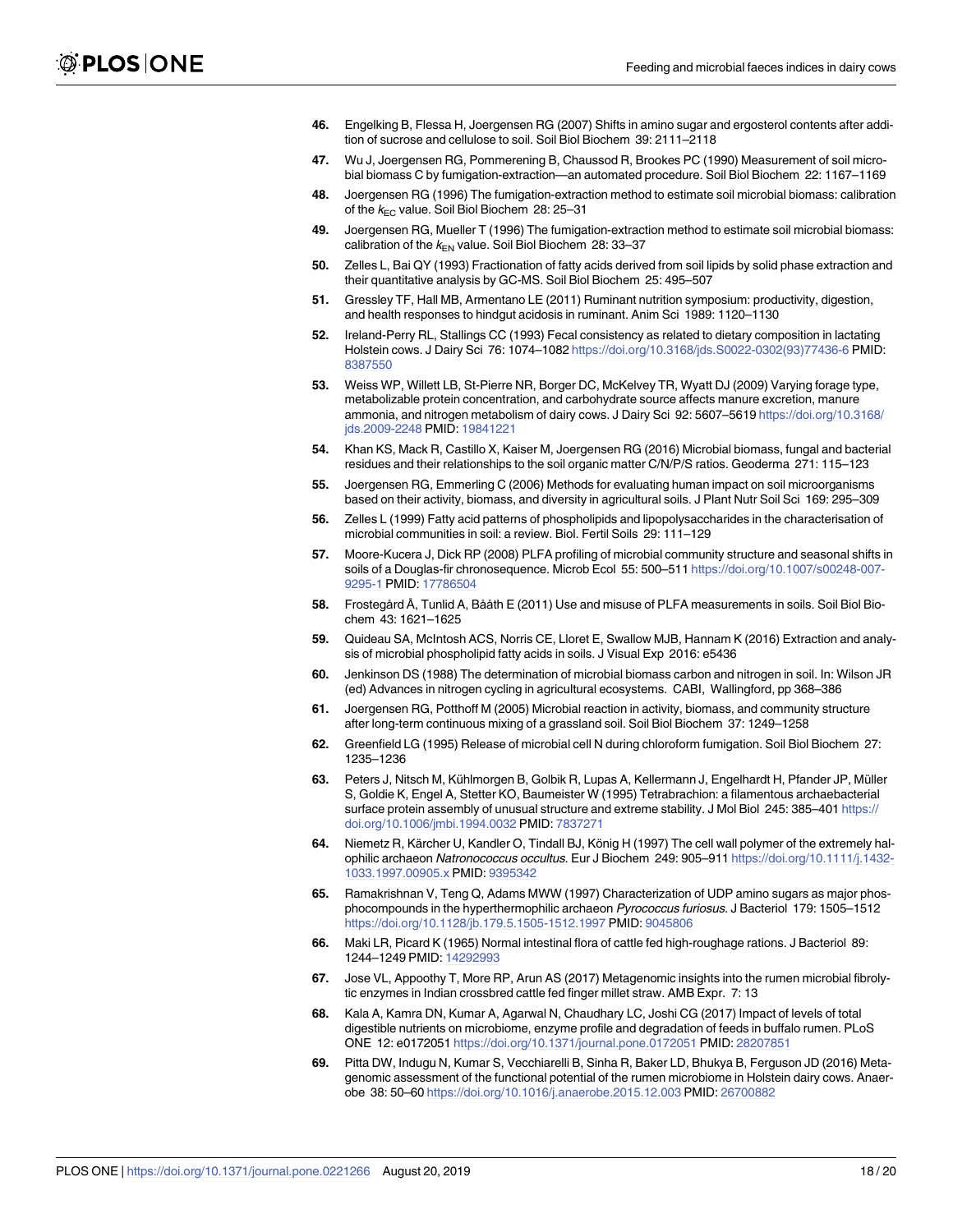46. Engelking B, Flessa H, Joergensen RG (2007) Shifts in amino sugar and ergosterol contents after addition of sucrose and cellulose to soil. Soil Biol Biochem 39: 2111–2118

47. Wu J, Joergensen RG, Pommerening B, Chaussod R, Brookes PC (1990) Measurement of soil microbial biomass C by fumigation-extraction—an automated procedure. Soil Biol Biochem 22: 1167–1169

48. Joergensen RG (1996) The fumigation-extraction method to estimate soil microbial biomass: calibration of the $k_{EC}$ value. Soil Biol Biochem 28: 25–31

49. Joergensen RG, Mueller T (1996) The fumigation-extraction method to estimate soil microbial biomass: calibration of the $k_{EN}$ value. Soil Biol Biochem 28: 33–37

50. Zelles L, Bai QY (1993) Fractionation of fatty acids derived from soil lipids by solid phase extraction and their quantitative analysis by GC-MS. Soil Biol Biochem 25: 495–507

51. Gressley TF, Hall MB, Armentano LE (2011) Ruminant nutrition symposium: productivity, digestion, and health responses to hindgut acidosis in ruminant. Anim Sci 1989: 1120–1130

52. Ireland-Perry RL, Stallings CC (1993) Fecal consistency as related to dietary composition in lactating Holstein cows. J Dairy Sci 76: 1074–1082 https://doi.org/10.3168/jds.S0022-0302(93)77436-6 PMID: 8387550

53. Weiss WP, Willett LB, St-Pierre NR, Borger DC, McKelvey TR, Wyatt DJ (2009) Varying forage type, metabolizable protein concentration, and carbohydrate source affects manure excretion, manure ammonia, and nitrogen metabolism of dairy cows. J Dairy Sci 92: 5607–5619 https://doi.org/10.3168/jds.2009-2248 PMID: 19841221

54. Khan KS, Mack R, Castillo X, Kaiser M, Joergensen RG (2016) Microbial biomass, fungal and bacterial residues and their relationships to the soil organic matter C/N/P/S ratios. Geoderma 271: 115–123

55. Joergensen RG, Emmerling C (2006) Methods for evaluating human impact on soil microorganisms based on their activity, biomass, and diversity in agricultural soils. J Plant Nutr Soil Sci 169: 295–309

56. Zelles L (1999) Fatty acid patterns of phospholipids and lipopolysaccharides in the characterisation of microbial communities in soil: a review. Biol. Fertil Soils 29: 111–129

57. Moore-Kucera J, Dick RP (2008) PLFA profiling of microbial community structure and seasonal shifts in soils of a Douglas-fir chronosequence. Microb Ecol 55: 500–511 https://doi.org/10.1007/s00248-007-9295-1 PMID: 17786504

58. Frostegård Å, Tunlid A, Bååth E (2011) Use and misuse of PLFA measurements in soils. Soil Biol Biochem 43: 1621–1625

59. Quideau SA, McIntosh ACS, Norris CE, Lloret E, Swallow MJB, Hannam K (2016) Extraction and analysis of microbial phospholipid fatty acids in soils. J Visual Exp 2016: e5436

60. Jenkinson DS (1988) The determination of microbial biomass carbon and nitrogen in soil. In: Wilson JR (ed) Advances in nitrogen cycling in agricultural ecosystems. CABI, Wallingford, pp 368–386

61. Joergensen RG, Potthoff M (2005) Microbial reaction in activity, biomass, and community structure after long-term continuous mixing of a grassland soil. Soil Biol Biochem 37: 1249–1258

62. Greenfield LG (1995) Release of microbial cell N during chloroform fumigation. Soil Biol Biochem 27: 1235–1236

63. Peters J, Nitsch M, Kühlmorgen B, Golbik R, Lupas A, Kellermann J, Engelhardt H, Pfander JP, Müller S, Goldie K, Engel A, Stetter KO, Baumeister W (1995) Tetrabrachion: a filamentous archaebacterial surface protein assembly of unusual structure and extreme stability. J Mol Biol 245: 385–401 https://doi.org/10.1006/jmbi.1994.0032 PMID: 7837271

64. Niemetz R, Kärcher U, Kandler O, Tindall BJ, König H (1997) The cell wall polymer of the extremely halophilic archaeon *Natronococcus occultus*. Eur J Biochem 249: 905–911 https://doi.org/10.1111/j.1432-1033.1997.00905.x PMID: 9395342

65. Ramakrishnan V, Teng Q, Adams MWW (1997) Characterization of UDP amino sugars as major phosphocompounds in the hyperthermophilic archaeon *Pyrococcus furiosus*. J Bacteriol 179: 1505–1512 https://doi.org/10.1128/jb.179.5.1505-1512.1997 PMID: 9045806

66. Maki LR, Picard K (1965) Normal intestinal flora of cattle fed high-roughage rations. J Bacteriol 89: 1244–1249 PMID: 14292993

67. Jose VL, Appoothy T, More RP, Arun AS (2017) Metagenomic insights into the rumen microbial fibrolytic enzymes in Indian crossbred cattle fed finger millet straw. AMB Expr. 7: 13

68. Kala A, Kamra DN, Kumar A, Agarwal N, Chaudhary LC, Joshi CG (2017) Impact of levels of total digestible nutrients on microbiome, enzyme profile and degradation of feeds in buffalo rumen. PLoS ONE 12: e0172051 https://doi.org/10.1371/journal.pone.0172051 PMID: 28207851

69. Pitta DW, Indugu N, Kumar S, Vecchiarelli B, Sinha R, Baker LD, Bhukya B, Ferguson JD (2016) Metagenomic assessment of the functional potential of the rumen microbiome in Holstein dairy cows. Anaerobe 38: 50–60 https://doi.org/10.1016/j.anaerobe.2015.12.003 PMID: 26700882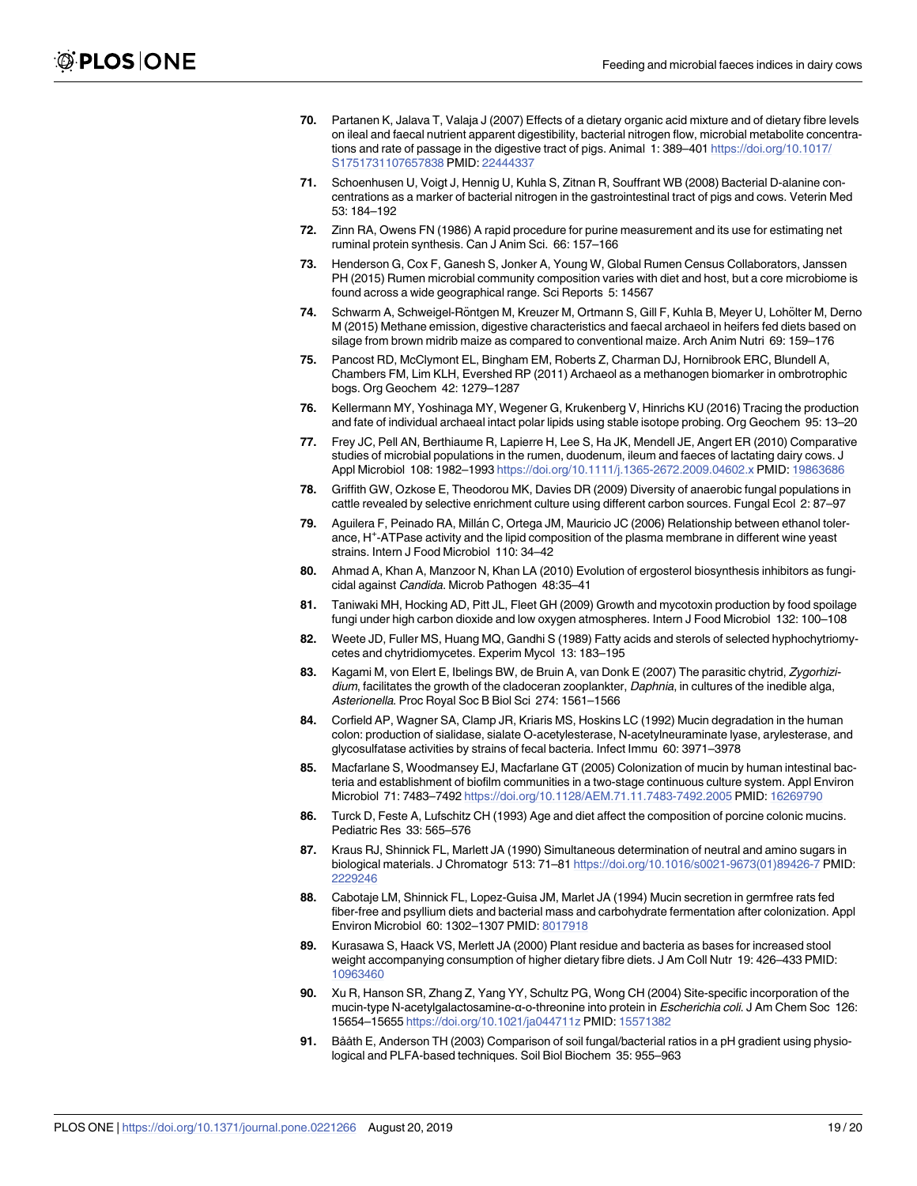70. Partanen K, Jalava T, Valaja J (2007) Effects of a dietary organic acid mixture and of dietary fibre levels on ileal and faecal nutrient apparent digestibility, bacterial nitrogen flow, microbial metabolite concentrations and rate of passage in the digestive tract of pigs. Animal 1: 389–401 https://doi.org/10.1017/S1751731107657838 PMID: 22444337

71. Schoenhusen U, Voigt J, Hennig U, Kuhla S, Zitnan R, Souffrant WB (2008) Bacterial D-alanine concentrations as a marker of bacterial nitrogen in the gastrointestinal tract of pigs and cows. Veterin Med 53: 184–192

72. Zinn RA, Owens FN (1986) A rapid procedure for purine measurement and its use for estimating net ruminal protein synthesis. Can J Anim Sci. 66: 157–166

73. Henderson G, Cox F, Ganesh S, Jonker A, Young W, Global Rumen Census Collaborators, Janssen PH (2015) Rumen microbial community composition varies with diet and host, but a core microbiome is found across a wide geographical range. Sci Reports 5: 14567

74. Schwarm A, Schweigel-Röntgen M, Kreuzer M, Ortmann S, Gill F, Kuhla B, Meyer U, Lohölter M, Derno M (2015) Methane emission, digestive characteristics and faecal archaeol in heifers fed diets based on silage from brown midrib maize as compared to conventional maize. Arch Anim Nutri 69: 159–176

75. Pancost RD, McClymont EL, Bingham EM, Roberts Z, Charman DJ, Hornibrook ERC, Blundell A, Chambers FM, Lim KLH, Evershed RP (2011) Archaeol as a methanogen biomarker in ombrotrophic bogs. Org Geochem 42: 1279–1287

76. Kellermann MY, Yoshinaga MY, Wegener G, Krukenberg V, Hinrichs KU (2016) Tracing the production and fate of individual archaeal intact polar lipids using stable isotope probing. Org Geochem 95: 13–20

77. Frey JC, Pell AN, Berthiaume R, Lapierre H, Lee S, Ha JK, Mendell JE, Angert ER (2010) Comparative studies of microbial populations in the rumen, duodenum, ileum and faeces of lactating dairy cows. J Appl Microbiol 108: 1982–1993 https://doi.org/10.1111/j.1365-2672.2009.04602.x PMID: 19863686

78. Griffith GW, Ozkose E, Theodorou MK, Davies DR (2009) Diversity of anaerobic fungal populations in cattle revealed by selective enrichment culture using different carbon sources. Fungal Ecol 2: 87–97

79. Aguilera F, Peinado RA, Millán C, Ortega JM, Mauricio JC (2006) Relationship between ethanol tolerance, $H^+$-ATPase activity and the lipid composition of the plasma membrane in different wine yeast strains. Intern J Food Microbiol 110: 34–42

80. Ahmad A, Khan A, Manzoor N, Khan LA (2010) Evolution of ergosterol biosynthesis inhibitors as fungicidal against *Candida*. Microb Pathogen 48:35–41

81. Taniwaki MH, Hocking AD, Pitt JL, Fleet GH (2009) Growth and mycotoxin production by food spoilage fungi under high carbon dioxide and low oxygen atmospheres. Intern J Food Microbiol 132: 100–108

82. Weete JD, Fuller MS, Huang MQ, Gandhi S (1989) Fatty acids and sterols of selected hyphochytriomycetes and chytridiomycetes. Experim Mycol 13: 183–195

83. Kagami M, von Elert E, Ibelings BW, de Bruin A, van Donk E (2007) The parasitic chytrid, *Zygorhizidium*, facilitates the growth of the cladoceran zooplankter, *Daphnia*, in cultures of the inedible alga, *Asterionella*. Proc Royal Soc B Biol Sci 274: 1561–1566

84. Corfield AP, Wagner SA, Clamp JR, Kriaris MS, Hoskins LC (1992) Mucin degradation in the human colon: production of sialidase, sialate O-acetylesterase, N-acetylneuraminate lyase, arylesterase, and glycosulfatase activities by strains of fecal bacteria. Infect Immu 60: 3971–3978

85. Macfarlane S, Woodmansey EJ, Macfarlane GT (2005) Colonization of mucin by human intestinal bacteria and establishment of biofilm communities in a two-stage continuous culture system. Appl Environ Microbiol 71: 7483–7492 https://doi.org/10.1128/AEM.71.11.7483-7492.2005 PMID: 16269790

86. Turck D, Feste A, Lufschitz CH (1993) Age and diet affect the composition of porcine colonic mucins. Pediatric Res 33: 565–576

87. Kraus RJ, Shinnick FL, Marlett JA (1990) Simultaneous determination of neutral and amino sugars in biological materials. J Chromatogr 513: 71–81 https://doi.org/10.1016/s0021-9673(01)89426-7 PMID: 2229246

88. Cabotaje LM, Shinnick FL, Lopez-Guisa JM, Marlet JA (1994) Mucin secretion in germfree rats fed fiber-free and psyllium diets and bacterial mass and carbohydrate fermentation after colonization. Appl Environ Microbiol 60: 1302–1307 PMID: 8017918

89. Kurasawa S, Haack VS, Merlett JA (2000) Plant residue and bacteria as bases for increased stool weight accompanying consumption of higher dietary fibre diets. J Am Coll Nutr 19: 426–433 PMID: 10963460

90. Xu R, Hanson SR, Zhang Z, Yang YY, Schultz PG, Wong CH (2004) Site-specific incorporation of the mucin-type N-acetylgalactosamine-α-o-threonine into protein in *Escherichia coli*. J Am Chem Soc 126: 15654–15655 https://doi.org/10.1021/ja044711z PMID: 15571382

91. Bååth E, Anderson TH (2003) Comparison of soil fungal/bacterial ratios in a pH gradient using physiological and PLFA-based techniques. Soil Biol Biochem 35: 955–963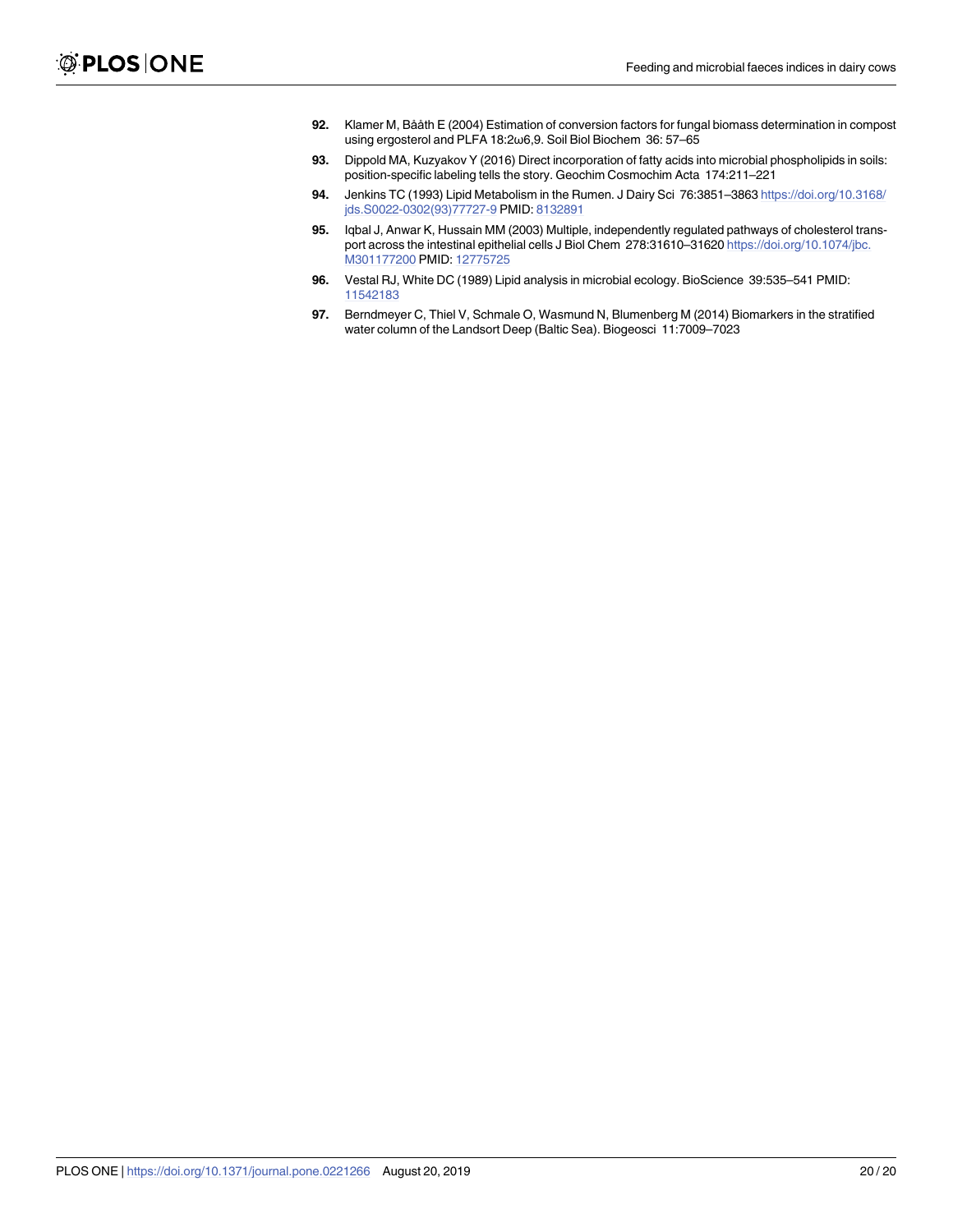92. Klamer M, Bååth E (2004) Estimation of conversion factors for fungal biomass determination in compost using ergosterol and PLFA 18:2ω6,9. Soil Biol Biochem 36: 57–65

93. Dippold MA, Kuzyakov Y (2016) Direct incorporation of fatty acids into microbial phospholipids in soils: position-specific labeling tells the story. Geochim Cosmochim Acta 174:211–221

94. Jenkins TC (1993) Lipid Metabolism in the Rumen. J Dairy Sci 76:3851–3863 https://doi.org/10.3168/jds.S0022-0302(93)77727-9 PMID: 8132891

95. Iqbal J, Anwar K, Hussain MM (2003) Multiple, independently regulated pathways of cholesterol transport across the intestinal epithelial cells J Biol Chem 278:31610–31620 https://doi.org/10.1074/jbc.M301177200 PMID: 12775725

96. Vestal RJ, White DC (1989) Lipid analysis in microbial ecology. BioScience 39:535–541 PMID: 11542183

97. Berndmeyer C, Thiel V, Schmale O, Wasmund N, Blumenberg M (2014) Biomarkers in the stratified water column of the Landsort Deep (Baltic Sea). Biogeosci 11:7009–7023